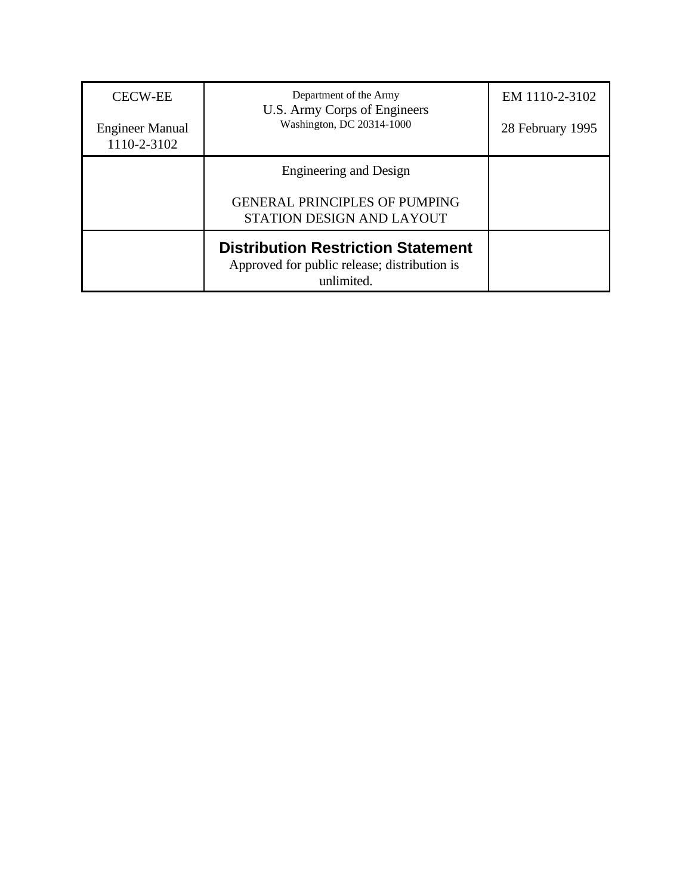| CECW-EE<br><br>Engineer Manual<br>1110-2-3102 | Department of the Army<br>U.S. Army Corps of Engineers<br>Washington, DC 20314-1000 | EM 1110-2-3102<br><br>28 February 1995 |
|---|---|---|
| | Engineering and Design<br><br>GENERAL PRINCIPLES OF PUMPING STATION DESIGN AND LAYOUT | |
| | **Distribution Restriction Statement**<br>Approved for public release; distribution is unlimited. | |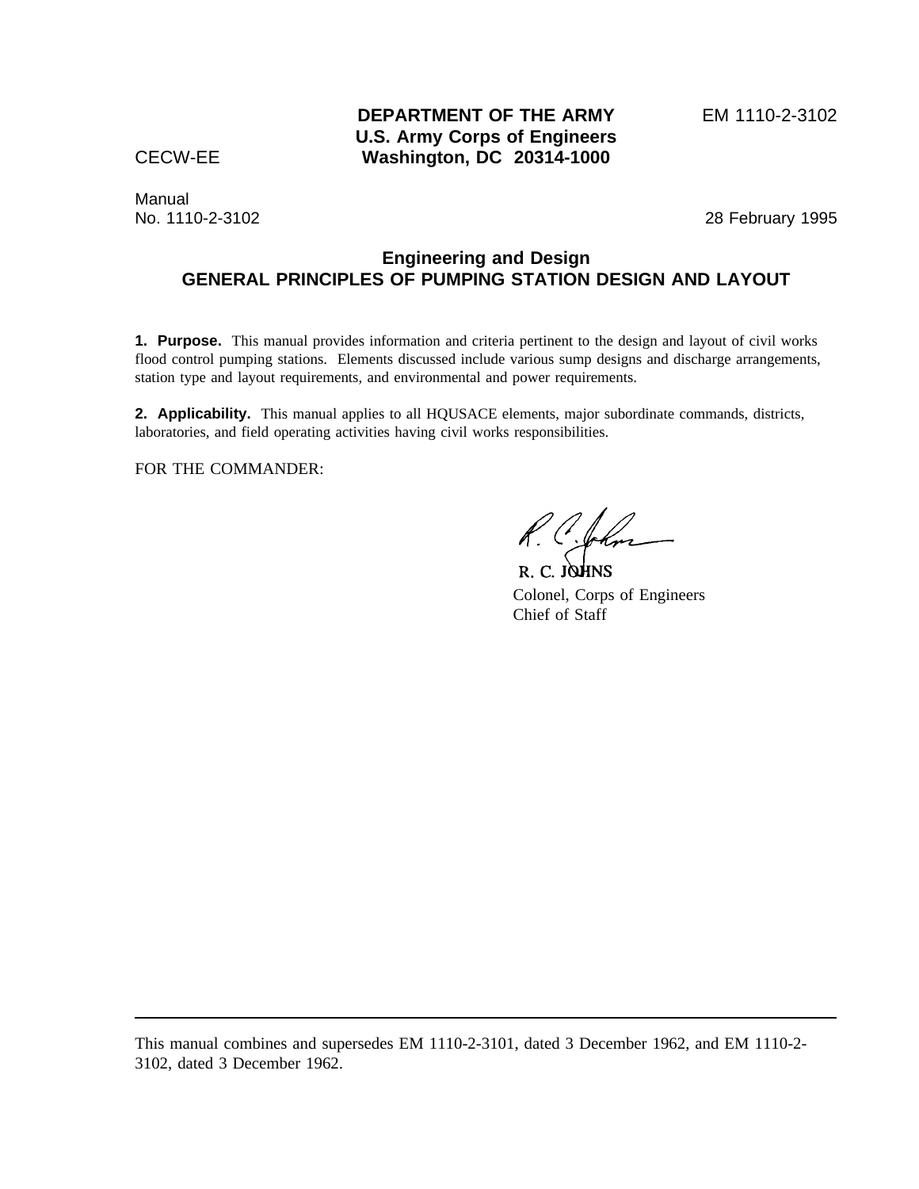**DEPARTMENT OF THE ARMY**
**U.S. Army Corps of Engineers**
**Washington, DC 20314-1000**

EM 1110-2-3102

CECW-EE

Manual
No. 1110-2-3102

28 February 1995

# Engineering and Design
# GENERAL PRINCIPLES OF PUMPING STATION DESIGN AND LAYOUT

**1. Purpose.** This manual provides information and criteria pertinent to the design and layout of civil works flood control pumping stations. Elements discussed include various sump designs and discharge arrangements, station type and layout requirements, and environmental and power requirements.

**2. Applicability.** This manual applies to all HQUSACE elements, major subordinate commands, districts, laboratories, and field operating activities having civil works responsibilities.

FOR THE COMMANDER:

R. C. JOHNS
Colonel, Corps of Engineers
Chief of Staff

---

This manual combines and supersedes EM 1110-2-3101, dated 3 December 1962, and EM 1110-2-3102, dated 3 December 1962.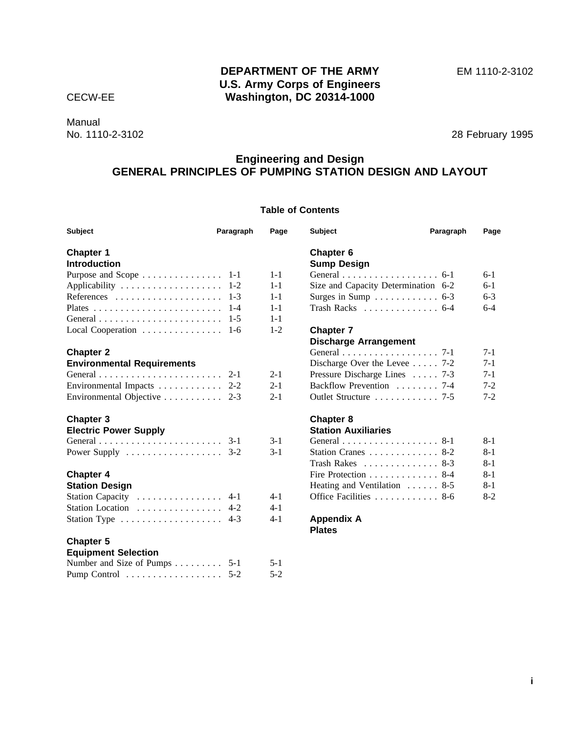**DEPARTMENT OF THE ARMY**
**U.S. Army Corps of Engineers**
**Washington, DC 20314-1000**

EM 1110-2-3102

CECW-EE

Manual
No. 1110-2-3102

28 February 1995

# Engineering and Design
# GENERAL PRINCIPLES OF PUMPING STATION DESIGN AND LAYOUT

## Table of Contents

| Subject | Paragraph | Page |
|---|---|---|
| **Chapter 1** | | |
| **Introduction** | | |
| Purpose and Scope | 1-1 | 1-1 |
| Applicability | 1-2 | 1-1 |
| References | 1-3 | 1-1 |
| Plates | 1-4 | 1-1 |
| General | 1-5 | 1-1 |
| Local Cooperation | 1-6 | 1-2 |
| **Chapter 2** | | |
| **Environmental Requirements** | | |
| General | 2-1 | 2-1 |
| Environmental Impacts | 2-2 | 2-1 |
| Environmental Objective | 2-3 | 2-1 |
| **Chapter 3** | | |
| **Electric Power Supply** | | |
| General | 3-1 | 3-1 |
| Power Supply | 3-2 | 3-1 |
| **Chapter 4** | | |
| **Station Design** | | |
| Station Capacity | 4-1 | 4-1 |
| Station Location | 4-2 | 4-1 |
| Station Type | 4-3 | 4-1 |
| **Chapter 5** | | |
| **Equipment Selection** | | |
| Number and Size of Pumps | 5-1 | 5-1 |
| Pump Control | 5-2 | 5-2 |
| **Chapter 6** | | |
| **Sump Design** | | |
| General | 6-1 | 6-1 |
| Size and Capacity Determination | 6-2 | 6-1 |
| Surges in Sump | 6-3 | 6-3 |
| Trash Racks | 6-4 | 6-4 |
| **Chapter 7** | | |
| **Discharge Arrangement** | | |
| General | 7-1 | 7-1 |
| Discharge Over the Levee | 7-2 | 7-1 |
| Pressure Discharge Lines | 7-3 | 7-1 |
| Backflow Prevention | 7-4 | 7-2 |
| Outlet Structure | 7-5 | 7-2 |
| **Chapter 8** | | |
| **Station Auxiliaries** | | |
| General | 8-1 | 8-1 |
| Station Cranes | 8-2 | 8-1 |
| Trash Rakes | 8-3 | 8-1 |
| Fire Protection | 8-4 | 8-1 |
| Heating and Ventilation | 8-5 | 8-1 |
| Office Facilities | 8-6 | 8-2 |
| **Appendix A** | | |
| **Plates** | | |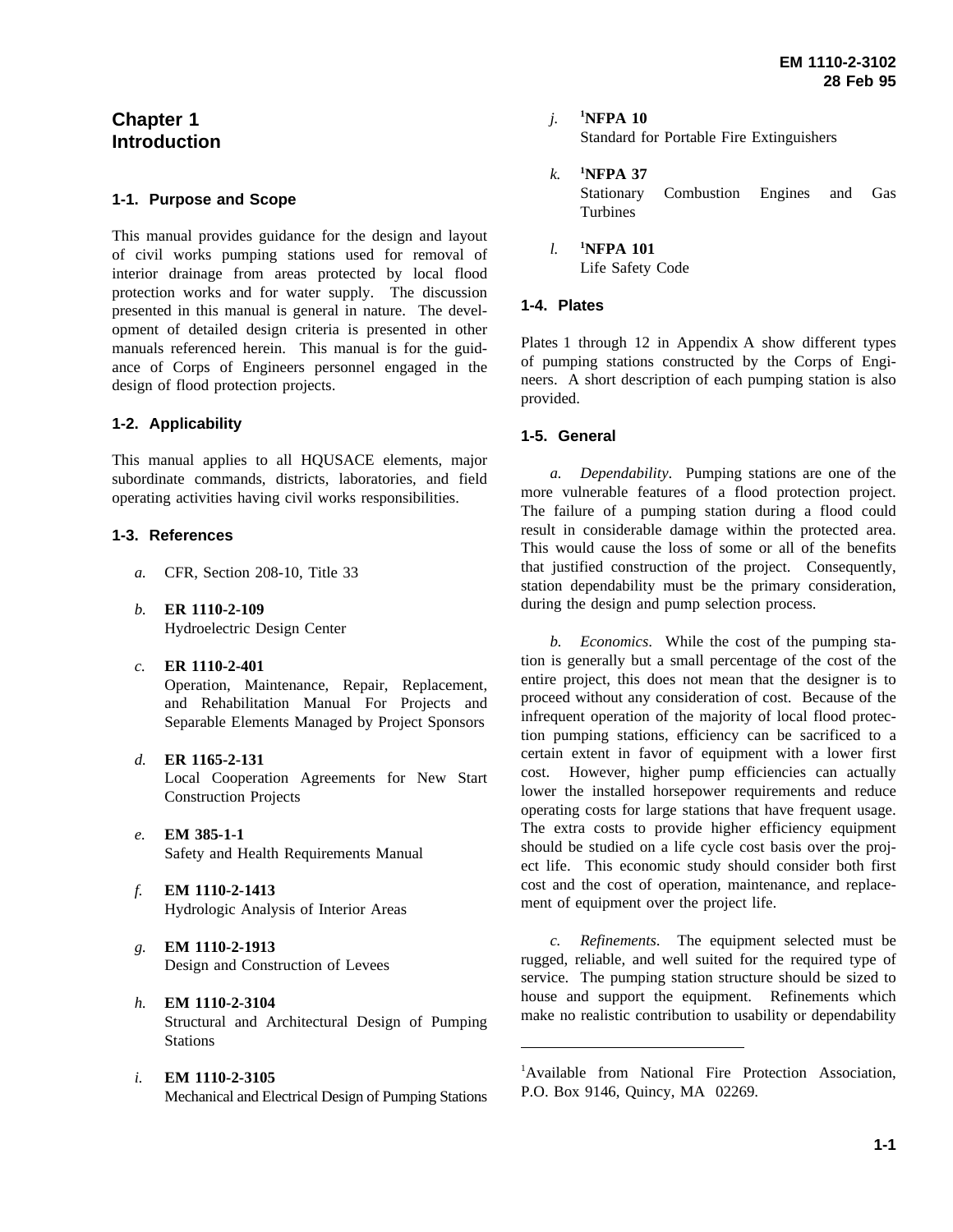# Chapter 1
# Introduction

## 1-1. Purpose and Scope

This manual provides guidance for the design and layout of civil works pumping stations used for removal of interior drainage from areas protected by local flood protection works and for water supply. The discussion presented in this manual is general in nature. The development of detailed design criteria is presented in other manuals referenced herein. This manual is for the guidance of Corps of Engineers personnel engaged in the design of flood protection projects.

## 1-2. Applicability

This manual applies to all HQUSACE elements, major subordinate commands, districts, laboratories, and field operating activities having civil works responsibilities.

## 1-3. References

*a.* CFR, Section 208-10, Title 33

*b.* **ER 1110-2-109**
Hydroelectric Design Center

*c.* **ER 1110-2-401**
Operation, Maintenance, Repair, Replacement, and Rehabilitation Manual For Projects and Separable Elements Managed by Project Sponsors

*d.* **ER 1165-2-131**
Local Cooperation Agreements for New Start Construction Projects

*e.* **EM 385-1-1**
Safety and Health Requirements Manual

*f.* **EM 1110-2-1413**
Hydrologic Analysis of Interior Areas

*g.* **EM 1110-2-1913**
Design and Construction of Levees

*h.* **EM 1110-2-3104**
Structural and Architectural Design of Pumping Stations

*i.* **EM 1110-2-3105**
Mechanical and Electrical Design of Pumping Stations

*j.* [1]**NFPA 10**
Standard for Portable Fire Extinguishers

*k.* [1]**NFPA 37**
Stationary Combustion Engines and Gas Turbines

*l.* [1]**NFPA 101**
Life Safety Code

## 1-4. Plates

Plates 1 through 12 in Appendix A show different types of pumping stations constructed by the Corps of Engineers. A short description of each pumping station is also provided.

## 1-5. General

*a. Dependability*. Pumping stations are one of the more vulnerable features of a flood protection project. The failure of a pumping station during a flood could result in considerable damage within the protected area. This would cause the loss of some or all of the benefits that justified construction of the project. Consequently, station dependability must be the primary consideration, during the design and pump selection process.

*b. Economics*. While the cost of the pumping station is generally but a small percentage of the cost of the entire project, this does not mean that the designer is to proceed without any consideration of cost. Because of the infrequent operation of the majority of local flood protection pumping stations, efficiency can be sacrificed to a certain extent in favor of equipment with a lower first cost. However, higher pump efficiencies can actually lower the installed horsepower requirements and reduce operating costs for large stations that have frequent usage. The extra costs to provide higher efficiency equipment should be studied on a life cycle cost basis over the project life. This economic study should consider both first cost and the cost of operation, maintenance, and replacement of equipment over the project life.

*c. Refinements*. The equipment selected must be rugged, reliable, and well suited for the required type of service. The pumping station structure should be sized to house and support the equipment. Refinements which make no realistic contribution to usability or dependability

---

[1]Available from National Fire Protection Association, P.O. Box 9146, Quincy, MA 02269.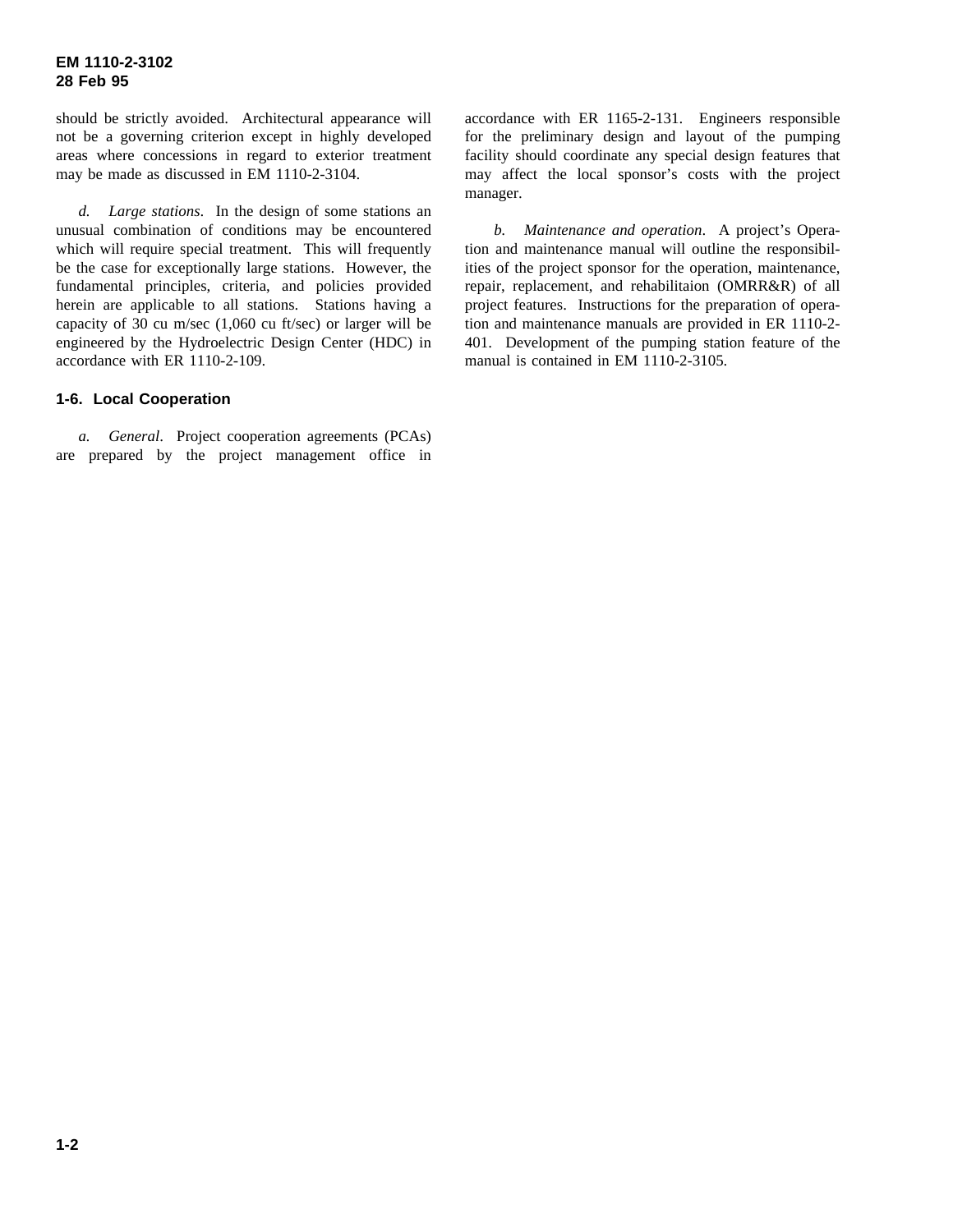should be strictly avoided. Architectural appearance will not be a governing criterion except in highly developed areas where concessions in regard to exterior treatment may be made as discussed in EM 1110-2-3104.

*d. Large stations*. In the design of some stations an unusual combination of conditions may be encountered which will require special treatment. This will frequently be the case for exceptionally large stations. However, the fundamental principles, criteria, and policies provided herein are applicable to all stations. Stations having a capacity of 30 cu m/sec (1,060 cu ft/sec) or larger will be engineered by the Hydroelectric Design Center (HDC) in accordance with ER 1110-2-109.

## 1-6. Local Cooperation

*a. General*. Project cooperation agreements (PCAs) are prepared by the project management office in accordance with ER 1165-2-131. Engineers responsible for the preliminary design and layout of the pumping facility should coordinate any special design features that may affect the local sponsor's costs with the project manager.

*b. Maintenance and operation*. A project's Operation and maintenance manual will outline the responsibilities of the project sponsor for the operation, maintenance, repair, replacement, and rehabilitaion (OMRR&R) of all project features. Instructions for the preparation of operation and maintenance manuals are provided in ER 1110-2-401. Development of the pumping station feature of the manual is contained in EM 1110-2-3105.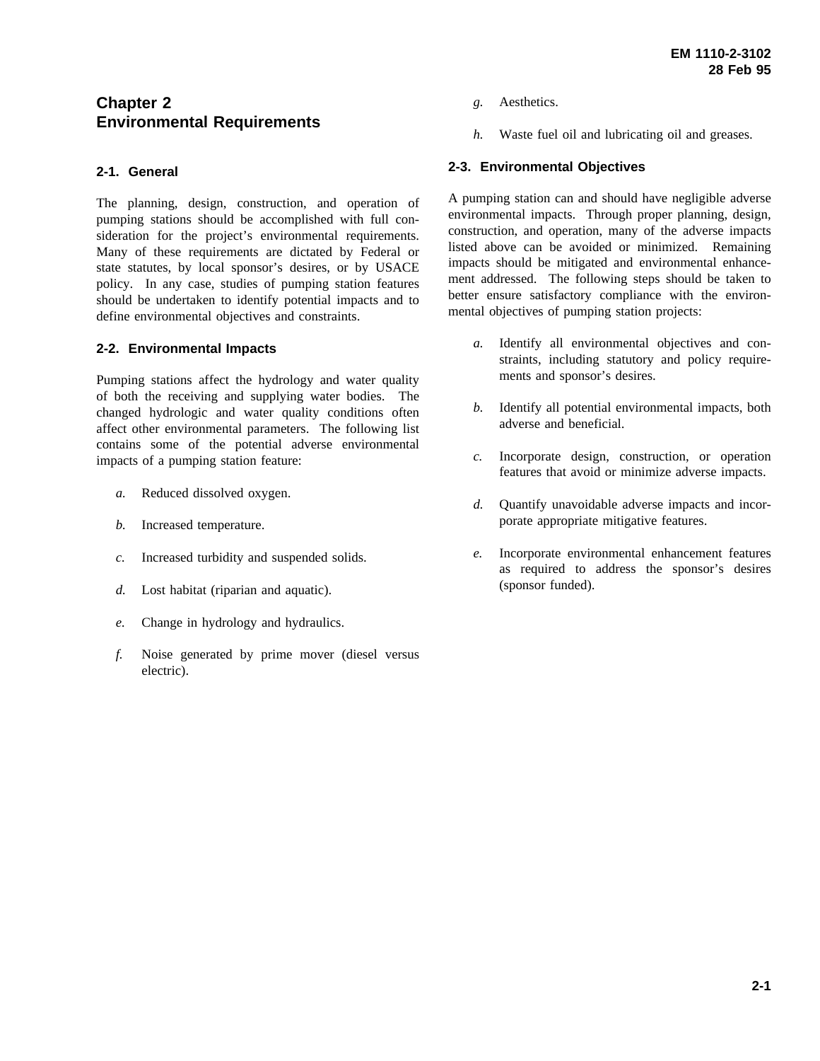# Chapter 2
# Environmental Requirements

## 2-1. General

The planning, design, construction, and operation of pumping stations should be accomplished with full consideration for the project's environmental requirements. Many of these requirements are dictated by Federal or state statutes, by local sponsor's desires, or by USACE policy. In any case, studies of pumping station features should be undertaken to identify potential impacts and to define environmental objectives and constraints.

## 2-2. Environmental Impacts

Pumping stations affect the hydrology and water quality of both the receiving and supplying water bodies. The changed hydrologic and water quality conditions often affect other environmental parameters. The following list contains some of the potential adverse environmental impacts of a pumping station feature:

*a.* Reduced dissolved oxygen.

*b.* Increased temperature.

*c.* Increased turbidity and suspended solids.

*d.* Lost habitat (riparian and aquatic).

*e.* Change in hydrology and hydraulics.

*f.* Noise generated by prime mover (diesel versus electric).

*g.* Aesthetics.

*h.* Waste fuel oil and lubricating oil and greases.

## 2-3. Environmental Objectives

A pumping station can and should have negligible adverse environmental impacts. Through proper planning, design, construction, and operation, many of the adverse impacts listed above can be avoided or minimized. Remaining impacts should be mitigated and environmental enhancement addressed. The following steps should be taken to better ensure satisfactory compliance with the environmental objectives of pumping station projects:

*a.* Identify all environmental objectives and constraints, including statutory and policy requirements and sponsor's desires.

*b.* Identify all potential environmental impacts, both adverse and beneficial.

*c.* Incorporate design, construction, or operation features that avoid or minimize adverse impacts.

*d.* Quantify unavoidable adverse impacts and incorporate appropriate mitigative features.

*e.* Incorporate environmental enhancement features as required to address the sponsor's desires (sponsor funded).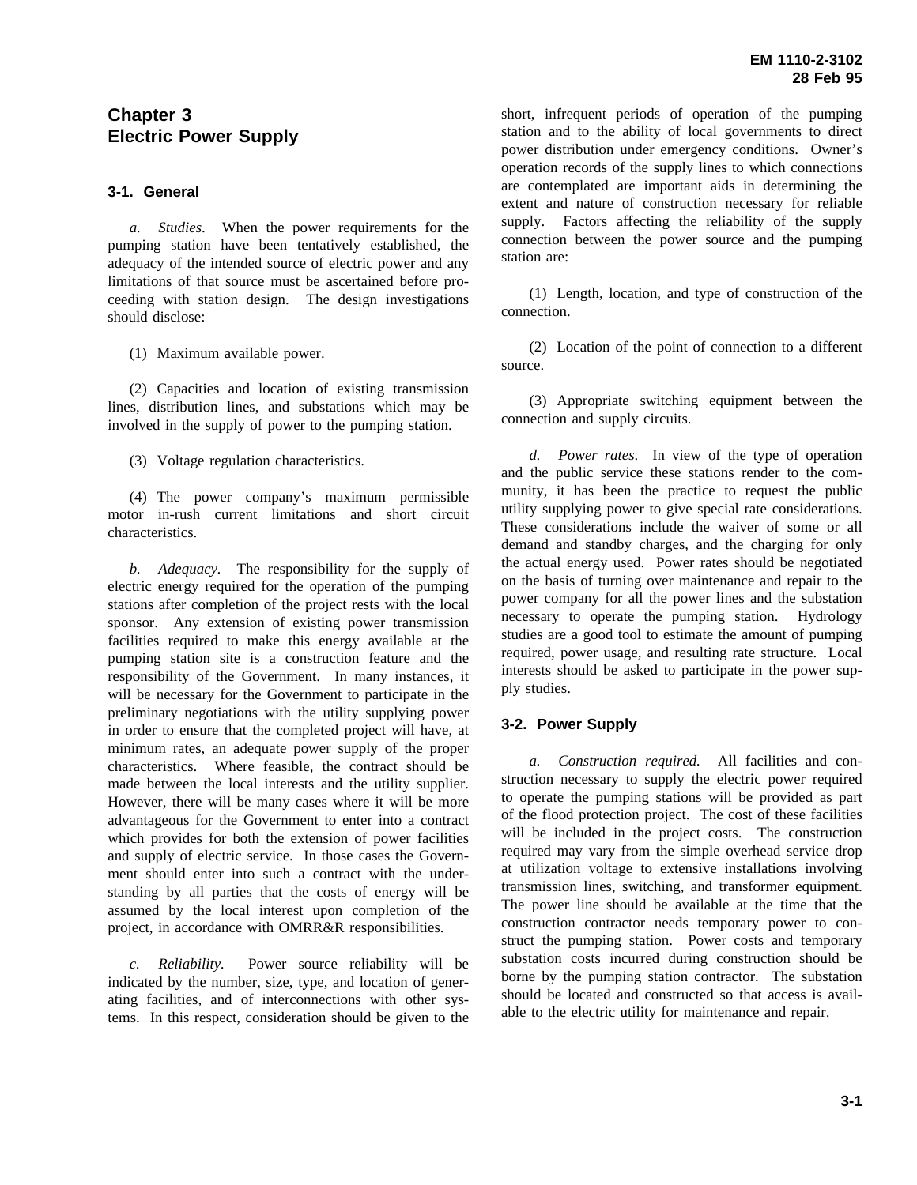# Chapter 3 Electric Power Supply

## 3-1. General

*a. Studies.* When the power requirements for the pumping station have been tentatively established, the adequacy of the intended source of electric power and any limitations of that source must be ascertained before proceeding with station design. The design investigations should disclose:

(1) Maximum available power.

(2) Capacities and location of existing transmission lines, distribution lines, and substations which may be involved in the supply of power to the pumping station.

(3) Voltage regulation characteristics.

(4) The power company's maximum permissible motor in-rush current limitations and short circuit characteristics.

*b. Adequacy.* The responsibility for the supply of electric energy required for the operation of the pumping stations after completion of the project rests with the local sponsor. Any extension of existing power transmission facilities required to make this energy available at the pumping station site is a construction feature and the responsibility of the Government. In many instances, it will be necessary for the Government to participate in the preliminary negotiations with the utility supplying power in order to ensure that the completed project will have, at minimum rates, an adequate power supply of the proper characteristics. Where feasible, the contract should be made between the local interests and the utility supplier. However, there will be many cases where it will be more advantageous for the Government to enter into a contract which provides for both the extension of power facilities and supply of electric service. In those cases the Government should enter into such a contract with the understanding by all parties that the costs of energy will be assumed by the local interest upon completion of the project, in accordance with OMRR&R responsibilities.

*c. Reliability.* Power source reliability will be indicated by the number, size, type, and location of generating facilities, and of interconnections with other systems. In this respect, consideration should be given to the short, infrequent periods of operation of the pumping station and to the ability of local governments to direct power distribution under emergency conditions. Owner's operation records of the supply lines to which connections are contemplated are important aids in determining the extent and nature of construction necessary for reliable supply. Factors affecting the reliability of the supply connection between the power source and the pumping station are:

(1) Length, location, and type of construction of the connection.

(2) Location of the point of connection to a different source.

(3) Appropriate switching equipment between the connection and supply circuits.

*d. Power rates.* In view of the type of operation and the public service these stations render to the community, it has been the practice to request the public utility supplying power to give special rate considerations. These considerations include the waiver of some or all demand and standby charges, and the charging for only the actual energy used. Power rates should be negotiated on the basis of turning over maintenance and repair to the power company for all the power lines and the substation necessary to operate the pumping station. Hydrology studies are a good tool to estimate the amount of pumping required, power usage, and resulting rate structure. Local interests should be asked to participate in the power supply studies.

## 3-2. Power Supply

*a. Construction required.* All facilities and construction necessary to supply the electric power required to operate the pumping stations will be provided as part of the flood protection project. The cost of these facilities will be included in the project costs. The construction required may vary from the simple overhead service drop at utilization voltage to extensive installations involving transmission lines, switching, and transformer equipment. The power line should be available at the time that the construction contractor needs temporary power to construct the pumping station. Power costs and temporary substation costs incurred during construction should be borne by the pumping station contractor. The substation should be located and constructed so that access is available to the electric utility for maintenance and repair.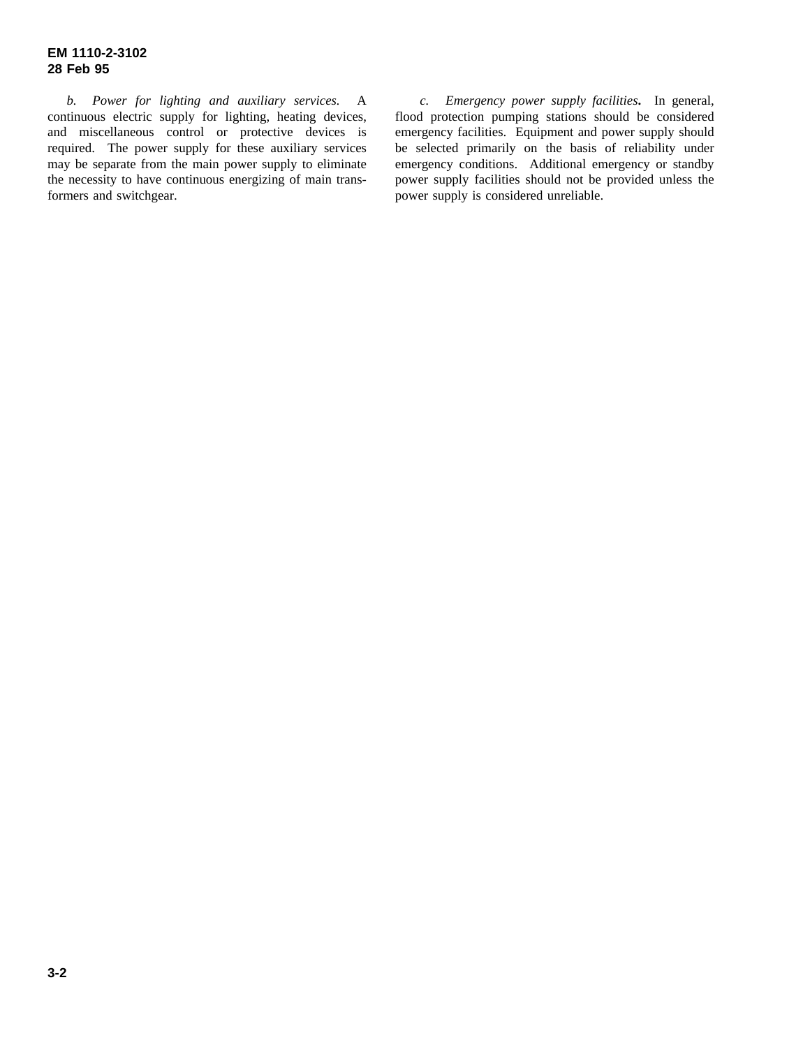*b. Power for lighting and auxiliary services.* A continuous electric supply for lighting, heating devices, and miscellaneous control or protective devices is required. The power supply for these auxiliary services may be separate from the main power supply to eliminate the necessity to have continuous energizing of main transformers and switchgear.

*c. Emergency power supply facilities***.** In general, flood protection pumping stations should be considered emergency facilities. Equipment and power supply should be selected primarily on the basis of reliability under emergency conditions. Additional emergency or standby power supply facilities should not be provided unless the power supply is considered unreliable.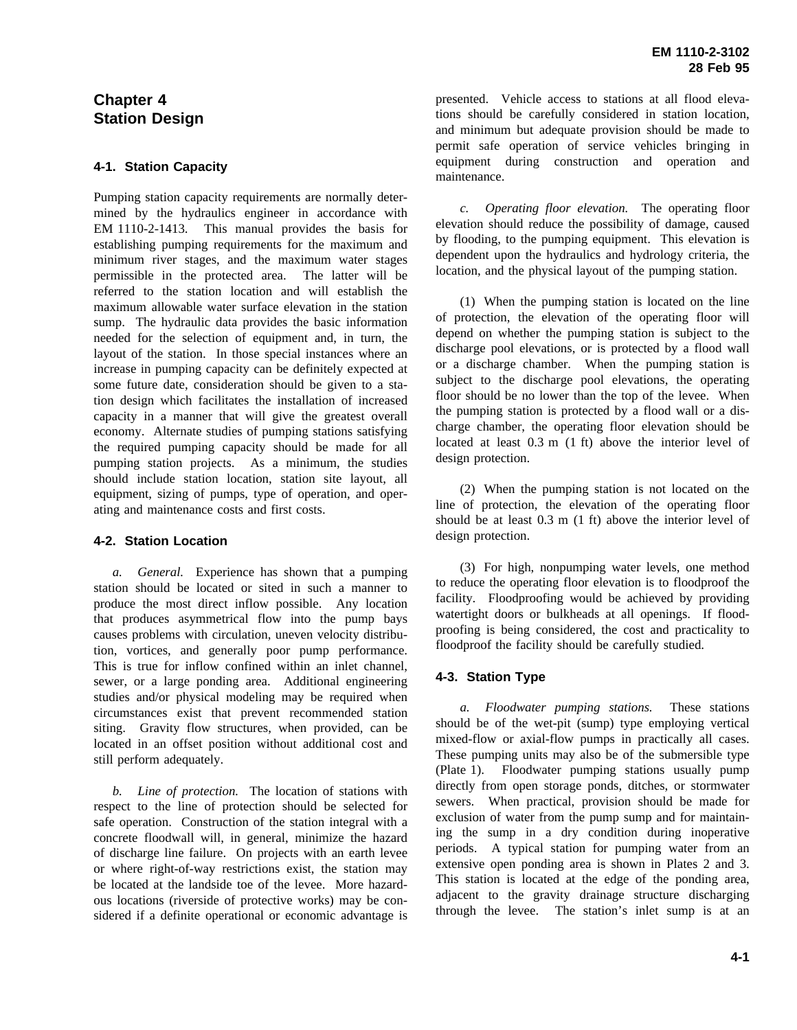# Chapter 4
# Station Design

## 4-1. Station Capacity

Pumping station capacity requirements are normally determined by the hydraulics engineer in accordance with EM 1110-2-1413. This manual provides the basis for establishing pumping requirements for the maximum and minimum river stages, and the maximum water stages permissible in the protected area. The latter will be referred to the station location and will establish the maximum allowable water surface elevation in the station sump. The hydraulic data provides the basic information needed for the selection of equipment and, in turn, the layout of the station. In those special instances where an increase in pumping capacity can be definitely expected at some future date, consideration should be given to a station design which facilitates the installation of increased capacity in a manner that will give the greatest overall economy. Alternate studies of pumping stations satisfying the required pumping capacity should be made for all pumping station projects. As a minimum, the studies should include station location, station site layout, all equipment, sizing of pumps, type of operation, and operating and maintenance costs and first costs.

## 4-2. Station Location

*a. General.* Experience has shown that a pumping station should be located or sited in such a manner to produce the most direct inflow possible. Any location that produces asymmetrical flow into the pump bays causes problems with circulation, uneven velocity distribution, vortices, and generally poor pump performance. This is true for inflow confined within an inlet channel, sewer, or a large ponding area. Additional engineering studies and/or physical modeling may be required when circumstances exist that prevent recommended station siting. Gravity flow structures, when provided, can be located in an offset position without additional cost and still perform adequately.

*b. Line of protection.* The location of stations with respect to the line of protection should be selected for safe operation. Construction of the station integral with a concrete floodwall will, in general, minimize the hazard of discharge line failure. On projects with an earth levee or where right-of-way restrictions exist, the station may be located at the landside toe of the levee. More hazardous locations (riverside of protective works) may be considered if a definite operational or economic advantage is presented. Vehicle access to stations at all flood elevations should be carefully considered in station location, and minimum but adequate provision should be made to permit safe operation of service vehicles bringing in equipment during construction and operation and maintenance.

*c. Operating floor elevation.* The operating floor elevation should reduce the possibility of damage, caused by flooding, to the pumping equipment. This elevation is dependent upon the hydraulics and hydrology criteria, the location, and the physical layout of the pumping station.

(1) When the pumping station is located on the line of protection, the elevation of the operating floor will depend on whether the pumping station is subject to the discharge pool elevations, or is protected by a flood wall or a discharge chamber. When the pumping station is subject to the discharge pool elevations, the operating floor should be no lower than the top of the levee. When the pumping station is protected by a flood wall or a discharge chamber, the operating floor elevation should be located at least 0.3 m (1 ft) above the interior level of design protection.

(2) When the pumping station is not located on the line of protection, the elevation of the operating floor should be at least 0.3 m (1 ft) above the interior level of design protection.

(3) For high, nonpumping water levels, one method to reduce the operating floor elevation is to floodproof the facility. Floodproofing would be achieved by providing watertight doors or bulkheads at all openings. If floodproofing is being considered, the cost and practicality to floodproof the facility should be carefully studied.

## 4-3. Station Type

*a. Floodwater pumping stations.* These stations should be of the wet-pit (sump) type employing vertical mixed-flow or axial-flow pumps in practically all cases. These pumping units may also be of the submersible type (Plate 1). Floodwater pumping stations usually pump directly from open storage ponds, ditches, or stormwater sewers. When practical, provision should be made for exclusion of water from the pump sump and for maintaining the sump in a dry condition during inoperative periods. A typical station for pumping water from an extensive open ponding area is shown in Plates 2 and 3. This station is located at the edge of the ponding area, adjacent to the gravity drainage structure discharging through the levee. The station's inlet sump is at an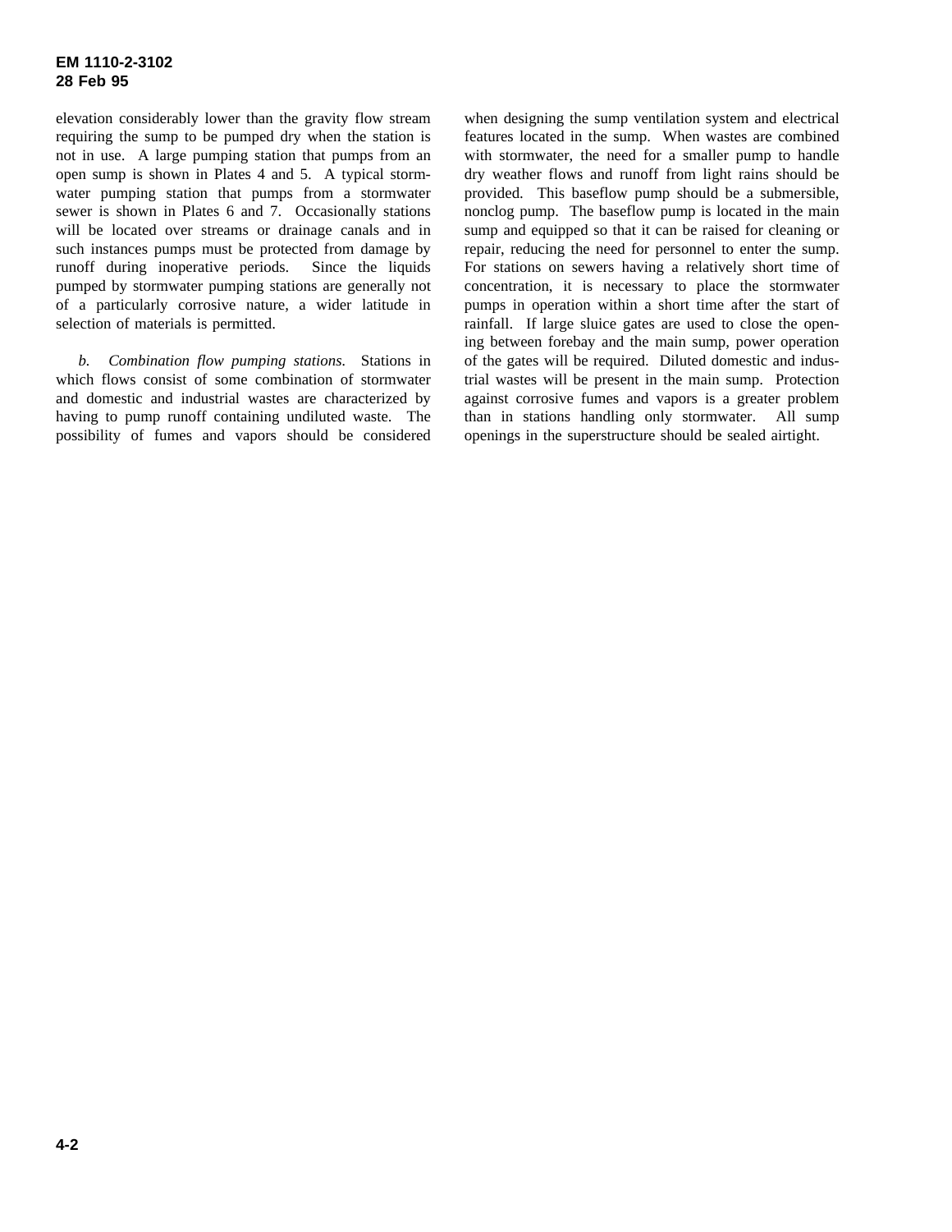elevation considerably lower than the gravity flow stream requiring the sump to be pumped dry when the station is not in use. A large pumping station that pumps from an open sump is shown in Plates 4 and 5. A typical stormwater pumping station that pumps from a stormwater sewer is shown in Plates 6 and 7. Occasionally stations will be located over streams or drainage canals and in such instances pumps must be protected from damage by runoff during inoperative periods. Since the liquids pumped by stormwater pumping stations are generally not of a particularly corrosive nature, a wider latitude in selection of materials is permitted.

*b. Combination flow pumping stations.* Stations in which flows consist of some combination of stormwater and domestic and industrial wastes are characterized by having to pump runoff containing undiluted waste. The possibility of fumes and vapors should be considered when designing the sump ventilation system and electrical features located in the sump. When wastes are combined with stormwater, the need for a smaller pump to handle dry weather flows and runoff from light rains should be provided. This baseflow pump should be a submersible, nonclog pump. The baseflow pump is located in the main sump and equipped so that it can be raised for cleaning or repair, reducing the need for personnel to enter the sump. For stations on sewers having a relatively short time of concentration, it is necessary to place the stormwater pumps in operation within a short time after the start of rainfall. If large sluice gates are used to close the opening between forebay and the main sump, power operation of the gates will be required. Diluted domestic and industrial wastes will be present in the main sump. Protection against corrosive fumes and vapors is a greater problem than in stations handling only stormwater. All sump openings in the superstructure should be sealed airtight.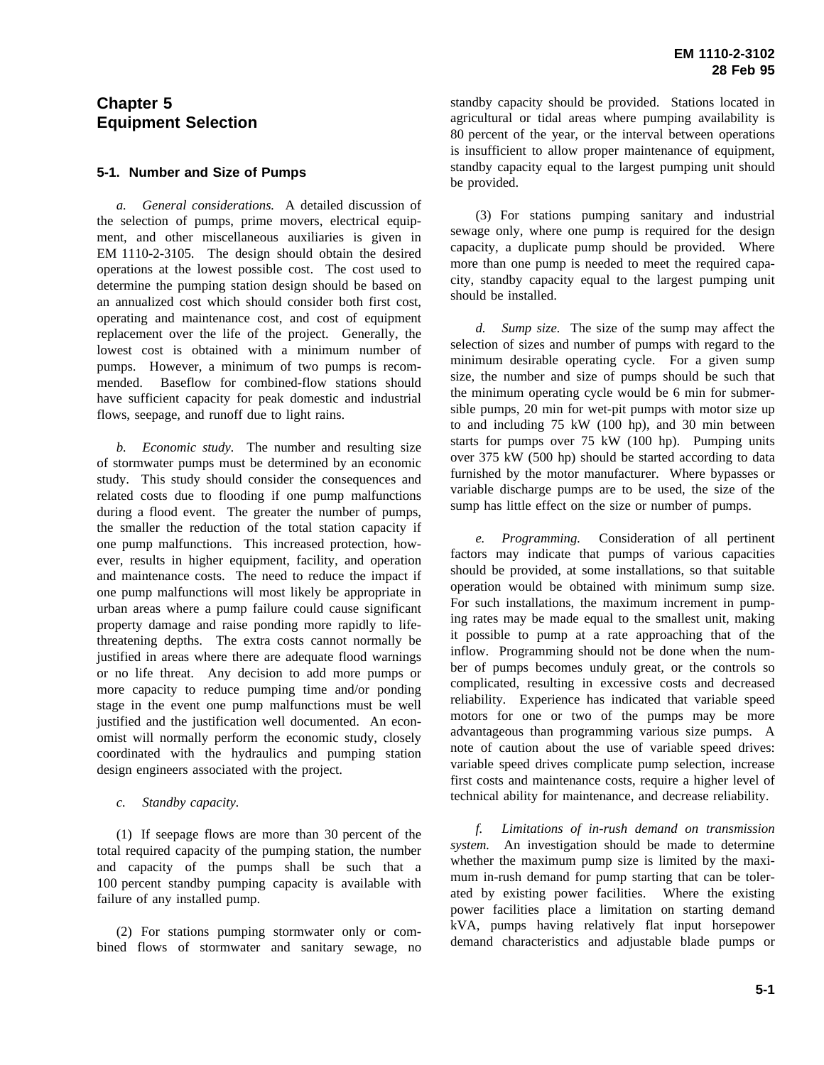# Chapter 5
# Equipment Selection

## 5-1. Number and Size of Pumps

*a. General considerations.* A detailed discussion of the selection of pumps, prime movers, electrical equipment, and other miscellaneous auxiliaries is given in EM 1110-2-3105. The design should obtain the desired operations at the lowest possible cost. The cost used to determine the pumping station design should be based on an annualized cost which should consider both first cost, operating and maintenance cost, and cost of equipment replacement over the life of the project. Generally, the lowest cost is obtained with a minimum number of pumps. However, a minimum of two pumps is recommended. Baseflow for combined-flow stations should have sufficient capacity for peak domestic and industrial flows, seepage, and runoff due to light rains.

*b. Economic study.* The number and resulting size of stormwater pumps must be determined by an economic study. This study should consider the consequences and related costs due to flooding if one pump malfunctions during a flood event. The greater the number of pumps, the smaller the reduction of the total station capacity if one pump malfunctions. This increased protection, however, results in higher equipment, facility, and operation and maintenance costs. The need to reduce the impact if one pump malfunctions will most likely be appropriate in urban areas where a pump failure could cause significant property damage and raise ponding more rapidly to life-threatening depths. The extra costs cannot normally be justified in areas where there are adequate flood warnings or no life threat. Any decision to add more pumps or more capacity to reduce pumping time and/or ponding stage in the event one pump malfunctions must be well justified and the justification well documented. An economist will normally perform the economic study, closely coordinated with the hydraulics and pumping station design engineers associated with the project.

*c. Standby capacity.*

(1) If seepage flows are more than 30 percent of the total required capacity of the pumping station, the number and capacity of the pumps shall be such that a 100 percent standby pumping capacity is available with failure of any installed pump.

(2) For stations pumping stormwater only or combined flows of stormwater and sanitary sewage, no standby capacity should be provided. Stations located in agricultural or tidal areas where pumping availability is 80 percent of the year, or the interval between operations is insufficient to allow proper maintenance of equipment, standby capacity equal to the largest pumping unit should be provided.

(3) For stations pumping sanitary and industrial sewage only, where one pump is required for the design capacity, a duplicate pump should be provided. Where more than one pump is needed to meet the required capacity, standby capacity equal to the largest pumping unit should be installed.

*d. Sump size.* The size of the sump may affect the selection of sizes and number of pumps with regard to the minimum desirable operating cycle. For a given sump size, the number and size of pumps should be such that the minimum operating cycle would be 6 min for submersible pumps, 20 min for wet-pit pumps with motor size up to and including 75 kW (100 hp), and 30 min between starts for pumps over 75 kW (100 hp). Pumping units over 375 kW (500 hp) should be started according to data furnished by the motor manufacturer. Where bypasses or variable discharge pumps are to be used, the size of the sump has little effect on the size or number of pumps.

*e. Programming.* Consideration of all pertinent factors may indicate that pumps of various capacities should be provided, at some installations, so that suitable operation would be obtained with minimum sump size. For such installations, the maximum increment in pumping rates may be made equal to the smallest unit, making it possible to pump at a rate approaching that of the inflow. Programming should not be done when the number of pumps becomes unduly great, or the controls so complicated, resulting in excessive costs and decreased reliability. Experience has indicated that variable speed motors for one or two of the pumps may be more advantageous than programming various size pumps. A note of caution about the use of variable speed drives: variable speed drives complicate pump selection, increase first costs and maintenance costs, require a higher level of technical ability for maintenance, and decrease reliability.

*f. Limitations of in-rush demand on transmission system.* An investigation should be made to determine whether the maximum pump size is limited by the maximum in-rush demand for pump starting that can be tolerated by existing power facilities. Where the existing power facilities place a limitation on starting demand kVA, pumps having relatively flat input horsepower demand characteristics and adjustable blade pumps or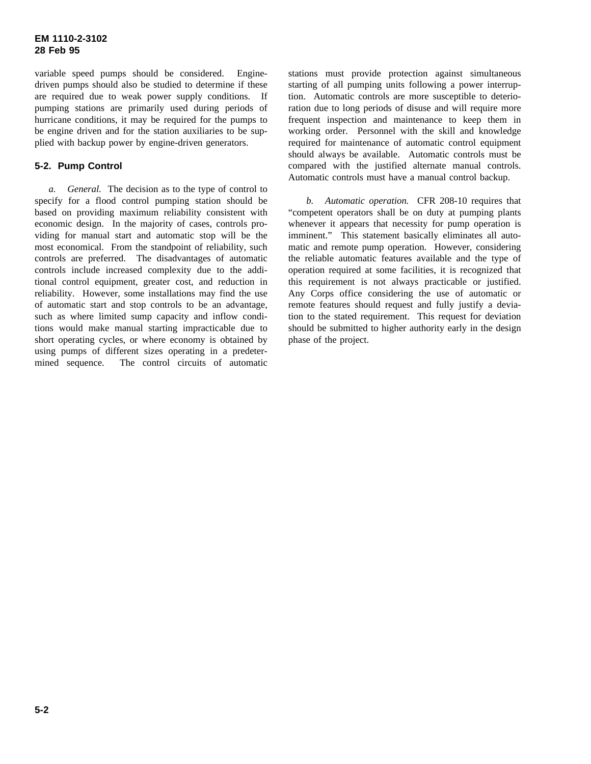variable speed pumps should be considered. Engine-driven pumps should also be studied to determine if these are required due to weak power supply conditions. If pumping stations are primarily used during periods of hurricane conditions, it may be required for the pumps to be engine driven and for the station auxiliaries to be supplied with backup power by engine-driven generators.

## 5-2. Pump Control

*a. General.* The decision as to the type of control to specify for a flood control pumping station should be based on providing maximum reliability consistent with economic design. In the majority of cases, controls providing for manual start and automatic stop will be the most economical. From the standpoint of reliability, such controls are preferred. The disadvantages of automatic controls include increased complexity due to the additional control equipment, greater cost, and reduction in reliability. However, some installations may find the use of automatic start and stop controls to be an advantage, such as where limited sump capacity and inflow conditions would make manual starting impracticable due to short operating cycles, or where economy is obtained by using pumps of different sizes operating in a predetermined sequence. The control circuits of automatic stations must provide protection against simultaneous starting of all pumping units following a power interruption. Automatic controls are more susceptible to deterioration due to long periods of disuse and will require more frequent inspection and maintenance to keep them in working order. Personnel with the skill and knowledge required for maintenance of automatic control equipment should always be available. Automatic controls must be compared with the justified alternate manual controls. Automatic controls must have a manual control backup.

*b. Automatic operation.* CFR 208-10 requires that "competent operators shall be on duty at pumping plants whenever it appears that necessity for pump operation is imminent." This statement basically eliminates all automatic and remote pump operation. However, considering the reliable automatic features available and the type of operation required at some facilities, it is recognized that this requirement is not always practicable or justified. Any Corps office considering the use of automatic or remote features should request and fully justify a deviation to the stated requirement. This request for deviation should be submitted to higher authority early in the design phase of the project.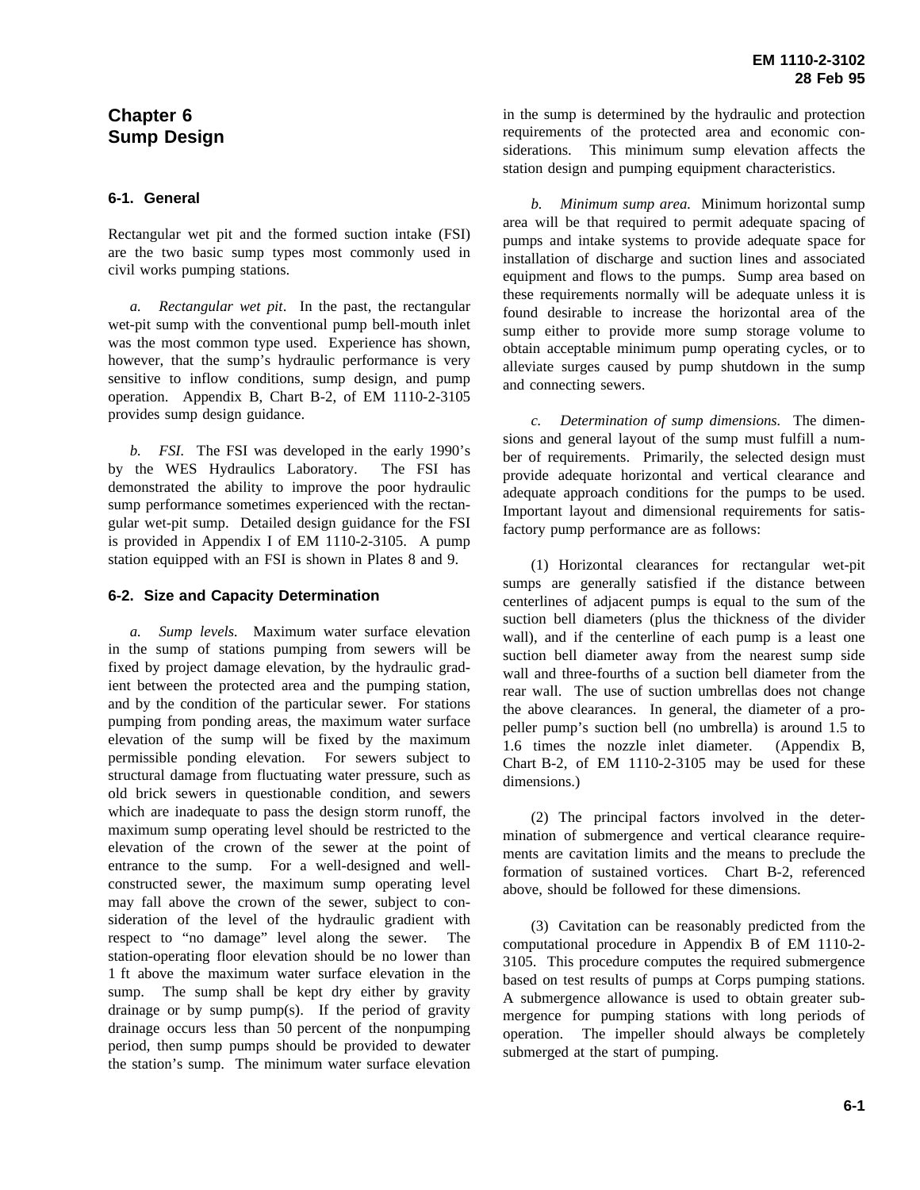# Chapter 6
# Sump Design

## 6-1. General

Rectangular wet pit and the formed suction intake (FSI) are the two basic sump types most commonly used in civil works pumping stations.

*a. Rectangular wet pit*. In the past, the rectangular wet-pit sump with the conventional pump bell-mouth inlet was the most common type used. Experience has shown, however, that the sump's hydraulic performance is very sensitive to inflow conditions, sump design, and pump operation. Appendix B, Chart B-2, of EM 1110-2-3105 provides sump design guidance.

*b. FSI*. The FSI was developed in the early 1990's by the WES Hydraulics Laboratory. The FSI has demonstrated the ability to improve the poor hydraulic sump performance sometimes experienced with the rectangular wet-pit sump. Detailed design guidance for the FSI is provided in Appendix I of EM 1110-2-3105. A pump station equipped with an FSI is shown in Plates 8 and 9.

## 6-2. Size and Capacity Determination

*a. Sump levels.* Maximum water surface elevation in the sump of stations pumping from sewers will be fixed by project damage elevation, by the hydraulic gradient between the protected area and the pumping station, and by the condition of the particular sewer. For stations pumping from ponding areas, the maximum water surface elevation of the sump will be fixed by the maximum permissible ponding elevation. For sewers subject to structural damage from fluctuating water pressure, such as old brick sewers in questionable condition, and sewers which are inadequate to pass the design storm runoff, the maximum sump operating level should be restricted to the elevation of the crown of the sewer at the point of entrance to the sump. For a well-designed and well-constructed sewer, the maximum sump operating level may fall above the crown of the sewer, subject to consideration of the level of the hydraulic gradient with respect to "no damage" level along the sewer. The station-operating floor elevation should be no lower than 1 ft above the maximum water surface elevation in the sump. The sump shall be kept dry either by gravity drainage or by sump pump(s). If the period of gravity drainage occurs less than 50 percent of the nonpumping period, then sump pumps should be provided to dewater the station's sump. The minimum water surface elevation in the sump is determined by the hydraulic and protection requirements of the protected area and economic considerations. This minimum sump elevation affects the station design and pumping equipment characteristics.

*b. Minimum sump area.* Minimum horizontal sump area will be that required to permit adequate spacing of pumps and intake systems to provide adequate space for installation of discharge and suction lines and associated equipment and flows to the pumps. Sump area based on these requirements normally will be adequate unless it is found desirable to increase the horizontal area of the sump either to provide more sump storage volume to obtain acceptable minimum pump operating cycles, or to alleviate surges caused by pump shutdown in the sump and connecting sewers.

*c. Determination of sump dimensions.* The dimensions and general layout of the sump must fulfill a number of requirements. Primarily, the selected design must provide adequate horizontal and vertical clearance and adequate approach conditions for the pumps to be used. Important layout and dimensional requirements for satisfactory pump performance are as follows:

(1) Horizontal clearances for rectangular wet-pit sumps are generally satisfied if the distance between centerlines of adjacent pumps is equal to the sum of the suction bell diameters (plus the thickness of the divider wall), and if the centerline of each pump is a least one suction bell diameter away from the nearest sump side wall and three-fourths of a suction bell diameter from the rear wall. The use of suction umbrellas does not change the above clearances. In general, the diameter of a propeller pump's suction bell (no umbrella) is around 1.5 to 1.6 times the nozzle inlet diameter. (Appendix B, Chart B-2, of EM 1110-2-3105 may be used for these dimensions.)

(2) The principal factors involved in the determination of submergence and vertical clearance requirements are cavitation limits and the means to preclude the formation of sustained vortices. Chart B-2, referenced above, should be followed for these dimensions.

(3) Cavitation can be reasonably predicted from the computational procedure in Appendix B of EM 1110-2-3105. This procedure computes the required submergence based on test results of pumps at Corps pumping stations. A submergence allowance is used to obtain greater submergence for pumping stations with long periods of operation. The impeller should always be completely submerged at the start of pumping.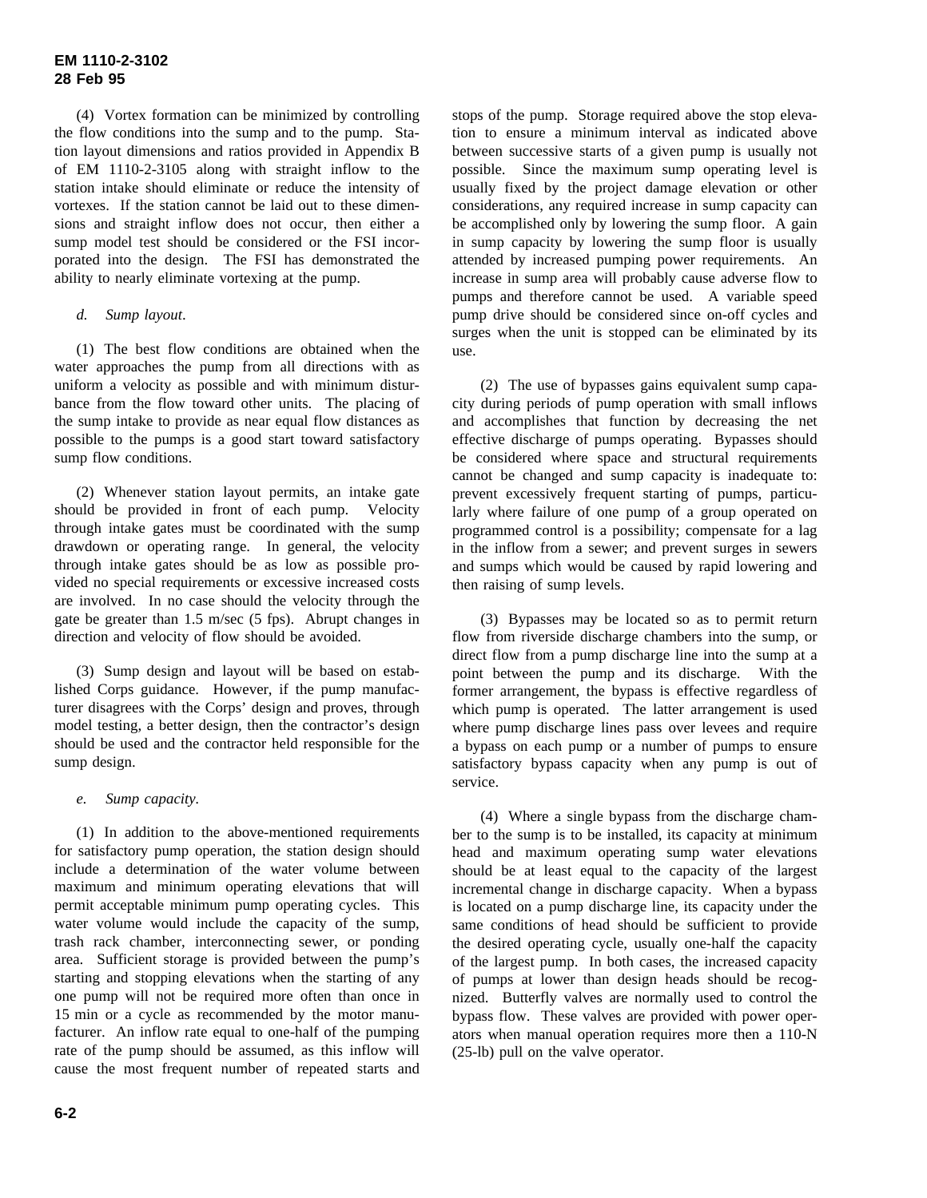(4) Vortex formation can be minimized by controlling the flow conditions into the sump and to the pump. Station layout dimensions and ratios provided in Appendix B of EM 1110-2-3105 along with straight inflow to the station intake should eliminate or reduce the intensity of vortexes. If the station cannot be laid out to these dimensions and straight inflow does not occur, then either a sump model test should be considered or the FSI incorporated into the design. The FSI has demonstrated the ability to nearly eliminate vortexing at the pump.

*d. Sump layout.*

(1) The best flow conditions are obtained when the water approaches the pump from all directions with as uniform a velocity as possible and with minimum disturbance from the flow toward other units. The placing of the sump intake to provide as near equal flow distances as possible to the pumps is a good start toward satisfactory sump flow conditions.

(2) Whenever station layout permits, an intake gate should be provided in front of each pump. Velocity through intake gates must be coordinated with the sump drawdown or operating range. In general, the velocity through intake gates should be as low as possible provided no special requirements or excessive increased costs are involved. In no case should the velocity through the gate be greater than 1.5 m/sec (5 fps). Abrupt changes in direction and velocity of flow should be avoided.

(3) Sump design and layout will be based on established Corps guidance. However, if the pump manufacturer disagrees with the Corps' design and proves, through model testing, a better design, then the contractor's design should be used and the contractor held responsible for the sump design.

*e. Sump capacity.*

(1) In addition to the above-mentioned requirements for satisfactory pump operation, the station design should include a determination of the water volume between maximum and minimum operating elevations that will permit acceptable minimum pump operating cycles. This water volume would include the capacity of the sump, trash rack chamber, interconnecting sewer, or ponding area. Sufficient storage is provided between the pump's starting and stopping elevations when the starting of any one pump will not be required more often than once in 15 min or a cycle as recommended by the motor manufacturer. An inflow rate equal to one-half of the pumping rate of the pump should be assumed, as this inflow will cause the most frequent number of repeated starts and stops of the pump. Storage required above the stop elevation to ensure a minimum interval as indicated above between successive starts of a given pump is usually not possible. Since the maximum sump operating level is usually fixed by the project damage elevation or other considerations, any required increase in sump capacity can be accomplished only by lowering the sump floor. A gain in sump capacity by lowering the sump floor is usually attended by increased pumping power requirements. An increase in sump area will probably cause adverse flow to pumps and therefore cannot be used. A variable speed pump drive should be considered since on-off cycles and surges when the unit is stopped can be eliminated by its use.

(2) The use of bypasses gains equivalent sump capacity during periods of pump operation with small inflows and accomplishes that function by decreasing the net effective discharge of pumps operating. Bypasses should be considered where space and structural requirements cannot be changed and sump capacity is inadequate to: prevent excessively frequent starting of pumps, particularly where failure of one pump of a group operated on programmed control is a possibility; compensate for a lag in the inflow from a sewer; and prevent surges in sewers and sumps which would be caused by rapid lowering and then raising of sump levels.

(3) Bypasses may be located so as to permit return flow from riverside discharge chambers into the sump, or direct flow from a pump discharge line into the sump at a point between the pump and its discharge. With the former arrangement, the bypass is effective regardless of which pump is operated. The latter arrangement is used where pump discharge lines pass over levees and require a bypass on each pump or a number of pumps to ensure satisfactory bypass capacity when any pump is out of service.

(4) Where a single bypass from the discharge chamber to the sump is to be installed, its capacity at minimum head and maximum operating sump water elevations should be at least equal to the capacity of the largest incremental change in discharge capacity. When a bypass is located on a pump discharge line, its capacity under the same conditions of head should be sufficient to provide the desired operating cycle, usually one-half the capacity of the largest pump. In both cases, the increased capacity of pumps at lower than design heads should be recognized. Butterfly valves are normally used to control the bypass flow. These valves are provided with power operators when manual operation requires more then a 110-N (25-lb) pull on the valve operator.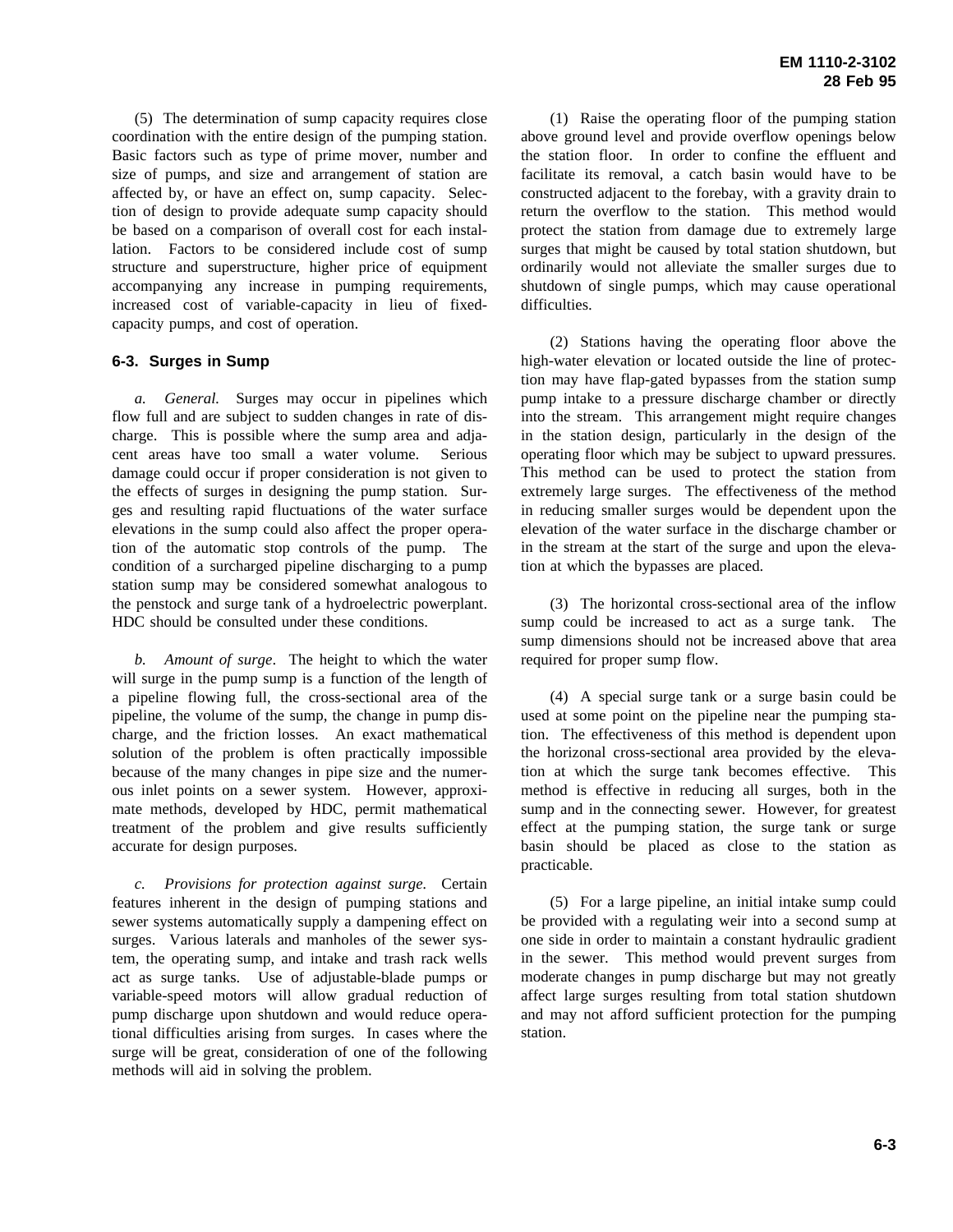(5) The determination of sump capacity requires close coordination with the entire design of the pumping station. Basic factors such as type of prime mover, number and size of pumps, and size and arrangement of station are affected by, or have an effect on, sump capacity. Selection of design to provide adequate sump capacity should be based on a comparison of overall cost for each installation. Factors to be considered include cost of sump structure and superstructure, higher price of equipment accompanying any increase in pumping requirements, increased cost of variable-capacity in lieu of fixed-capacity pumps, and cost of operation.

## 6-3. Surges in Sump

*a. General.* Surges may occur in pipelines which flow full and are subject to sudden changes in rate of discharge. This is possible where the sump area and adjacent areas have too small a water volume. Serious damage could occur if proper consideration is not given to the effects of surges in designing the pump station. Surges and resulting rapid fluctuations of the water surface elevations in the sump could also affect the proper operation of the automatic stop controls of the pump. The condition of a surcharged pipeline discharging to a pump station sump may be considered somewhat analogous to the penstock and surge tank of a hydroelectric powerplant. HDC should be consulted under these conditions.

*b. Amount of surge*. The height to which the water will surge in the pump sump is a function of the length of a pipeline flowing full, the cross-sectional area of the pipeline, the volume of the sump, the change in pump discharge, and the friction losses. An exact mathematical solution of the problem is often practically impossible because of the many changes in pipe size and the numerous inlet points on a sewer system. However, approximate methods, developed by HDC, permit mathematical treatment of the problem and give results sufficiently accurate for design purposes.

*c. Provisions for protection against surge.* Certain features inherent in the design of pumping stations and sewer systems automatically supply a dampening effect on surges. Various laterals and manholes of the sewer system, the operating sump, and intake and trash rack wells act as surge tanks. Use of adjustable-blade pumps or variable-speed motors will allow gradual reduction of pump discharge upon shutdown and would reduce operational difficulties arising from surges. In cases where the surge will be great, consideration of one of the following methods will aid in solving the problem.

(1) Raise the operating floor of the pumping station above ground level and provide overflow openings below the station floor. In order to confine the effluent and facilitate its removal, a catch basin would have to be constructed adjacent to the forebay, with a gravity drain to return the overflow to the station. This method would protect the station from damage due to extremely large surges that might be caused by total station shutdown, but ordinarily would not alleviate the smaller surges due to shutdown of single pumps, which may cause operational difficulties.

(2) Stations having the operating floor above the high-water elevation or located outside the line of protection may have flap-gated bypasses from the station sump pump intake to a pressure discharge chamber or directly into the stream. This arrangement might require changes in the station design, particularly in the design of the operating floor which may be subject to upward pressures. This method can be used to protect the station from extremely large surges. The effectiveness of the method in reducing smaller surges would be dependent upon the elevation of the water surface in the discharge chamber or in the stream at the start of the surge and upon the elevation at which the bypasses are placed.

(3) The horizontal cross-sectional area of the inflow sump could be increased to act as a surge tank. The sump dimensions should not be increased above that area required for proper sump flow.

(4) A special surge tank or a surge basin could be used at some point on the pipeline near the pumping station. The effectiveness of this method is dependent upon the horizonal cross-sectional area provided by the elevation at which the surge tank becomes effective. This method is effective in reducing all surges, both in the sump and in the connecting sewer. However, for greatest effect at the pumping station, the surge tank or surge basin should be placed as close to the station as practicable.

(5) For a large pipeline, an initial intake sump could be provided with a regulating weir into a second sump at one side in order to maintain a constant hydraulic gradient in the sewer. This method would prevent surges from moderate changes in pump discharge but may not greatly affect large surges resulting from total station shutdown and may not afford sufficient protection for the pumping station.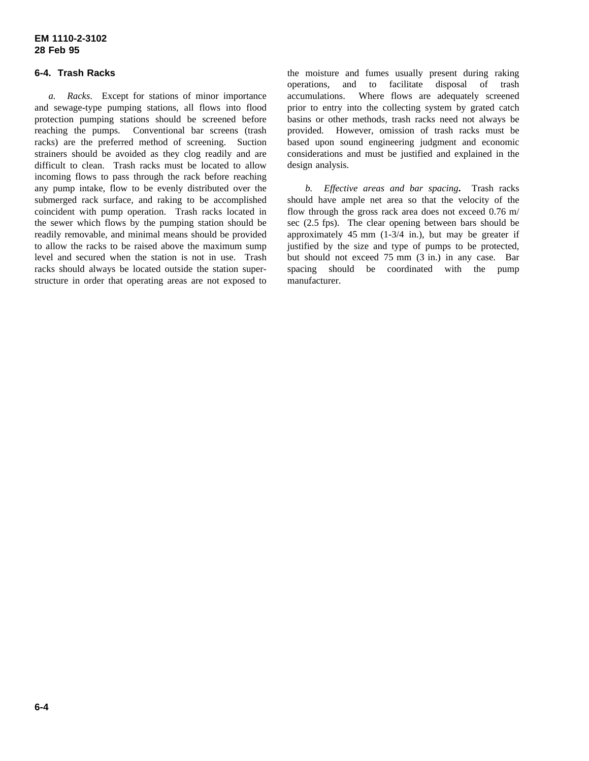## 6-4. Trash Racks

*a. Racks.* Except for stations of minor importance and sewage-type pumping stations, all flows into flood protection pumping stations should be screened before reaching the pumps. Conventional bar screens (trash racks) are the preferred method of screening. Suction strainers should be avoided as they clog readily and are difficult to clean. Trash racks must be located to allow incoming flows to pass through the rack before reaching any pump intake, flow to be evenly distributed over the submerged rack surface, and raking to be accomplished coincident with pump operation. Trash racks located in the sewer which flows by the pumping station should be readily removable, and minimal means should be provided to allow the racks to be raised above the maximum sump level and secured when the station is not in use. Trash racks should always be located outside the station superstructure in order that operating areas are not exposed to the moisture and fumes usually present during raking operations, and to facilitate disposal of trash accumulations. Where flows are adequately screened prior to entry into the collecting system by grated catch basins or other methods, trash racks need not always be provided. However, omission of trash racks must be based upon sound engineering judgment and economic considerations and must be justified and explained in the design analysis.

*b. Effective areas and bar spacing.* Trash racks should have ample net area so that the velocity of the flow through the gross rack area does not exceed 0.76 m/sec (2.5 fps). The clear opening between bars should be approximately 45 mm (1-3/4 in.), but may be greater if justified by the size and type of pumps to be protected, but should not exceed 75 mm (3 in.) in any case. Bar spacing should be coordinated with the pump manufacturer.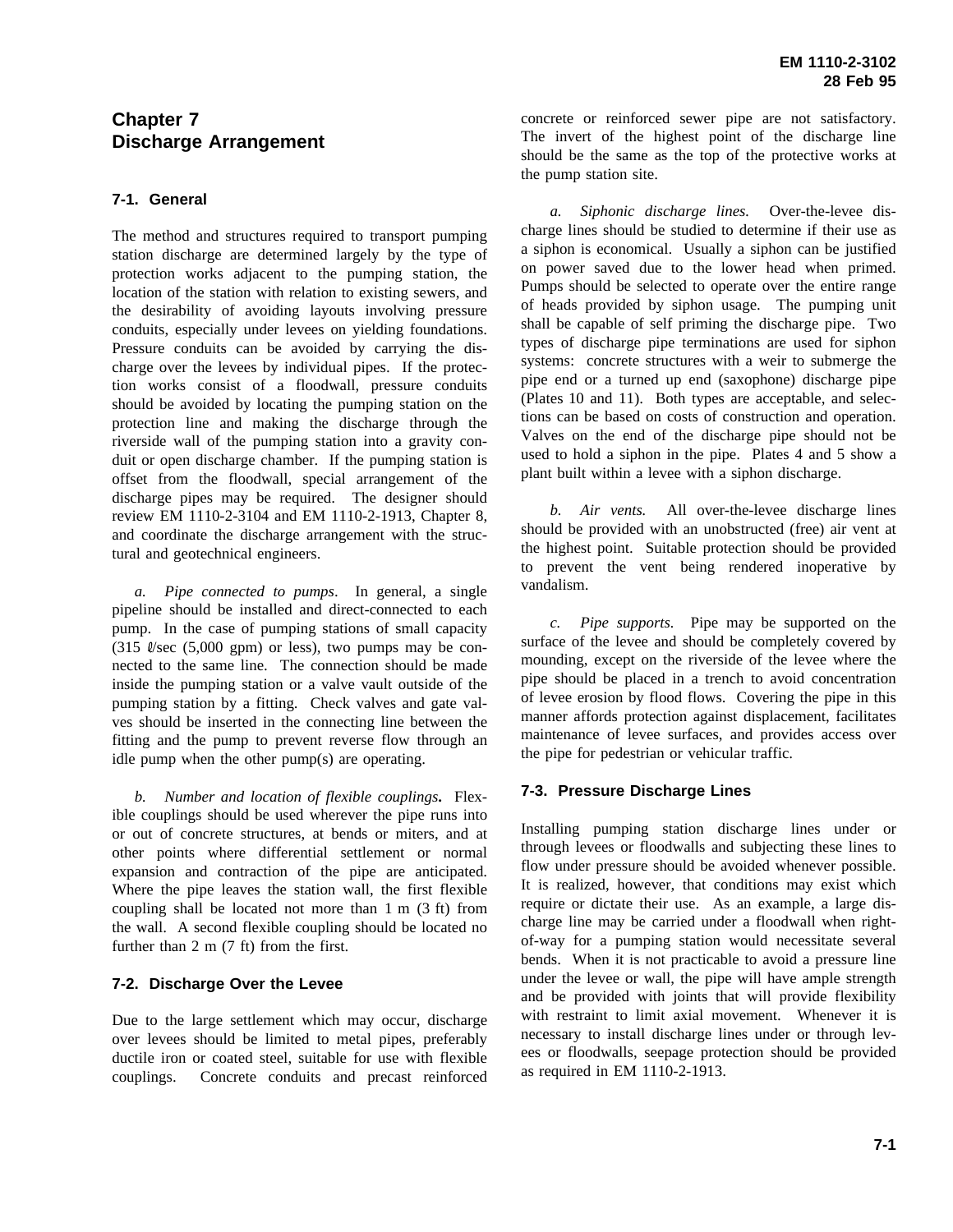# Chapter 7
# Discharge Arrangement

## 7-1. General

The method and structures required to transport pumping station discharge are determined largely by the type of protection works adjacent to the pumping station, the location of the station with relation to existing sewers, and the desirability of avoiding layouts involving pressure conduits, especially under levees on yielding foundations. Pressure conduits can be avoided by carrying the discharge over the levees by individual pipes. If the protection works consist of a floodwall, pressure conduits should be avoided by locating the pumping station on the protection line and making the discharge through the riverside wall of the pumping station into a gravity conduit or open discharge chamber. If the pumping station is offset from the floodwall, special arrangement of the discharge pipes may be required. The designer should review EM 1110-2-3104 and EM 1110-2-1913, Chapter 8, and coordinate the discharge arrangement with the structural and geotechnical engineers.

*a. Pipe connected to pumps*. In general, a single pipeline should be installed and direct-connected to each pump. In the case of pumping stations of small capacity (315 ℓ/sec (5,000 gpm) or less), two pumps may be connected to the same line. The connection should be made inside the pumping station or a valve vault outside of the pumping station by a fitting. Check valves and gate valves should be inserted in the connecting line between the fitting and the pump to prevent reverse flow through an idle pump when the other pump(s) are operating.

*b. Number and location of flexible couplings***.** Flexible couplings should be used wherever the pipe runs into or out of concrete structures, at bends or miters, and at other points where differential settlement or normal expansion and contraction of the pipe are anticipated. Where the pipe leaves the station wall, the first flexible coupling shall be located not more than 1 m (3 ft) from the wall. A second flexible coupling should be located no further than 2 m (7 ft) from the first.

## 7-2. Discharge Over the Levee

Due to the large settlement which may occur, discharge over levees should be limited to metal pipes, preferably ductile iron or coated steel, suitable for use with flexible couplings. Concrete conduits and precast reinforced concrete or reinforced sewer pipe are not satisfactory. The invert of the highest point of the discharge line should be the same as the top of the protective works at the pump station site.

*a. Siphonic discharge lines.* Over-the-levee discharge lines should be studied to determine if their use as a siphon is economical. Usually a siphon can be justified on power saved due to the lower head when primed. Pumps should be selected to operate over the entire range of heads provided by siphon usage. The pumping unit shall be capable of self priming the discharge pipe. Two types of discharge pipe terminations are used for siphon systems: concrete structures with a weir to submerge the pipe end or a turned up end (saxophone) discharge pipe (Plates 10 and 11). Both types are acceptable, and selections can be based on costs of construction and operation. Valves on the end of the discharge pipe should not be used to hold a siphon in the pipe. Plates 4 and 5 show a plant built within a levee with a siphon discharge.

*b. Air vents.* All over-the-levee discharge lines should be provided with an unobstructed (free) air vent at the highest point. Suitable protection should be provided to prevent the vent being rendered inoperative by vandalism.

*c. Pipe supports.* Pipe may be supported on the surface of the levee and should be completely covered by mounding, except on the riverside of the levee where the pipe should be placed in a trench to avoid concentration of levee erosion by flood flows. Covering the pipe in this manner affords protection against displacement, facilitates maintenance of levee surfaces, and provides access over the pipe for pedestrian or vehicular traffic.

## 7-3. Pressure Discharge Lines

Installing pumping station discharge lines under or through levees or floodwalls and subjecting these lines to flow under pressure should be avoided whenever possible. It is realized, however, that conditions may exist which require or dictate their use. As an example, a large discharge line may be carried under a floodwall when right-of-way for a pumping station would necessitate several bends. When it is not practicable to avoid a pressure line under the levee or wall, the pipe will have ample strength and be provided with joints that will provide flexibility with restraint to limit axial movement. Whenever it is necessary to install discharge lines under or through levees or floodwalls, seepage protection should be provided as required in EM 1110-2-1913.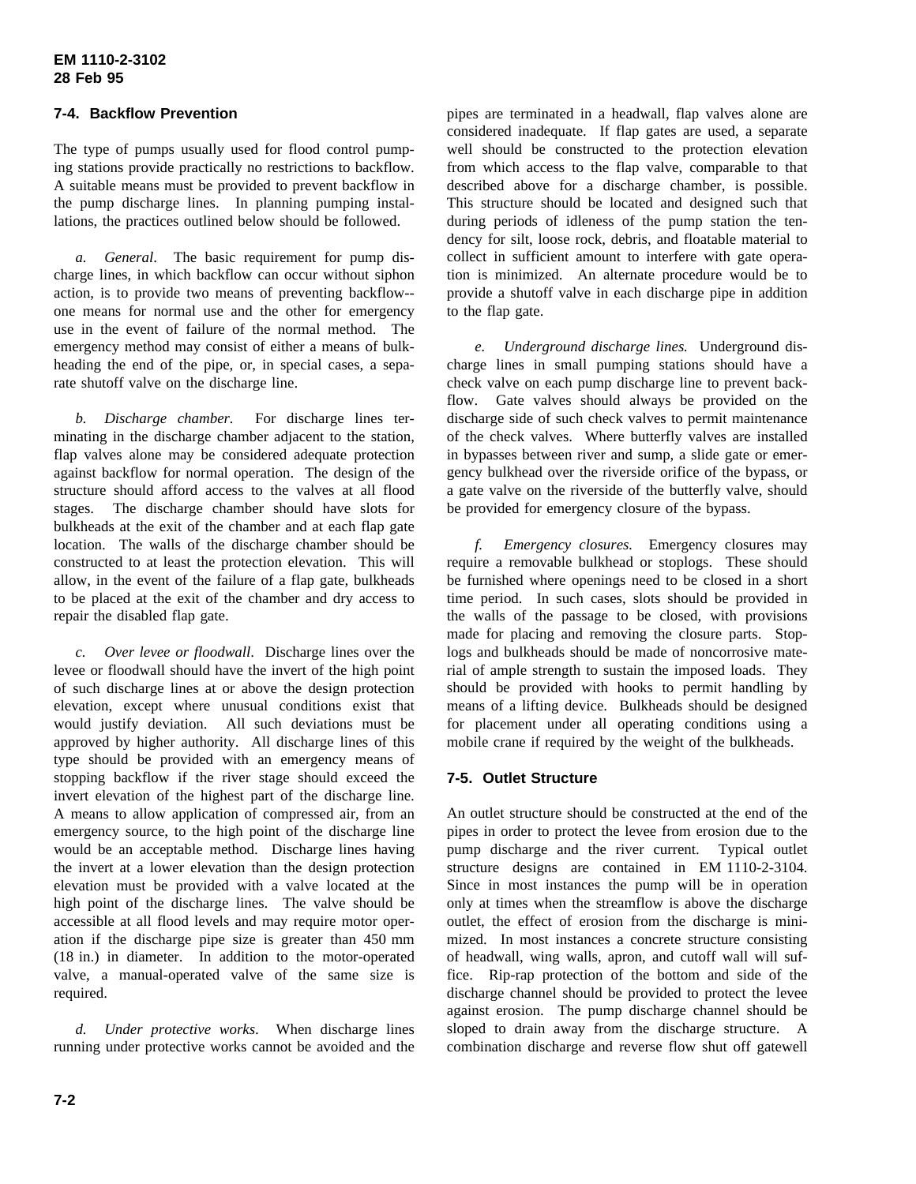## 7-4. Backflow Prevention

The type of pumps usually used for flood control pumping stations provide practically no restrictions to backflow. A suitable means must be provided to prevent backflow in the pump discharge lines. In planning pumping installations, the practices outlined below should be followed.

*a. General.* The basic requirement for pump discharge lines, in which backflow can occur without siphon action, is to provide two means of preventing backflow--one means for normal use and the other for emergency use in the event of failure of the normal method. The emergency method may consist of either a means of bulkheading the end of the pipe, or, in special cases, a separate shutoff valve on the discharge line.

*b. Discharge chamber.* For discharge lines terminating in the discharge chamber adjacent to the station, flap valves alone may be considered adequate protection against backflow for normal operation. The design of the structure should afford access to the valves at all flood stages. The discharge chamber should have slots for bulkheads at the exit of the chamber and at each flap gate location. The walls of the discharge chamber should be constructed to at least the protection elevation. This will allow, in the event of the failure of a flap gate, bulkheads to be placed at the exit of the chamber and dry access to repair the disabled flap gate.

*c. Over levee or floodwall.* Discharge lines over the levee or floodwall should have the invert of the high point of such discharge lines at or above the design protection elevation, except where unusual conditions exist that would justify deviation. All such deviations must be approved by higher authority. All discharge lines of this type should be provided with an emergency means of stopping backflow if the river stage should exceed the invert elevation of the highest part of the discharge line. A means to allow application of compressed air, from an emergency source, to the high point of the discharge line would be an acceptable method. Discharge lines having the invert at a lower elevation than the design protection elevation must be provided with a valve located at the high point of the discharge lines. The valve should be accessible at all flood levels and may require motor operation if the discharge pipe size is greater than 450 mm (18 in.) in diameter. In addition to the motor-operated valve, a manual-operated valve of the same size is required.

*d. Under protective works.* When discharge lines running under protective works cannot be avoided and the pipes are terminated in a headwall, flap valves alone are considered inadequate. If flap gates are used, a separate well should be constructed to the protection elevation from which access to the flap valve, comparable to that described above for a discharge chamber, is possible. This structure should be located and designed such that during periods of idleness of the pump station the tendency for silt, loose rock, debris, and floatable material to collect in sufficient amount to interfere with gate operation is minimized. An alternate procedure would be to provide a shutoff valve in each discharge pipe in addition to the flap gate.

*e. Underground discharge lines.* Underground discharge lines in small pumping stations should have a check valve on each pump discharge line to prevent backflow. Gate valves should always be provided on the discharge side of such check valves to permit maintenance of the check valves. Where butterfly valves are installed in bypasses between river and sump, a slide gate or emergency bulkhead over the riverside orifice of the bypass, or a gate valve on the riverside of the butterfly valve, should be provided for emergency closure of the bypass.

*f. Emergency closures.* Emergency closures may require a removable bulkhead or stoplogs. These should be furnished where openings need to be closed in a short time period. In such cases, slots should be provided in the walls of the passage to be closed, with provisions made for placing and removing the closure parts. Stoplogs and bulkheads should be made of noncorrosive material of ample strength to sustain the imposed loads. They should be provided with hooks to permit handling by means of a lifting device. Bulkheads should be designed for placement under all operating conditions using a mobile crane if required by the weight of the bulkheads.

## 7-5. Outlet Structure

An outlet structure should be constructed at the end of the pipes in order to protect the levee from erosion due to the pump discharge and the river current. Typical outlet structure designs are contained in EM 1110-2-3104. Since in most instances the pump will be in operation only at times when the streamflow is above the discharge outlet, the effect of erosion from the discharge is minimized. In most instances a concrete structure consisting of headwall, wing walls, apron, and cutoff wall will suffice. Rip-rap protection of the bottom and side of the discharge channel should be provided to protect the levee against erosion. The pump discharge channel should be sloped to drain away from the discharge structure. A combination discharge and reverse flow shut off gatewell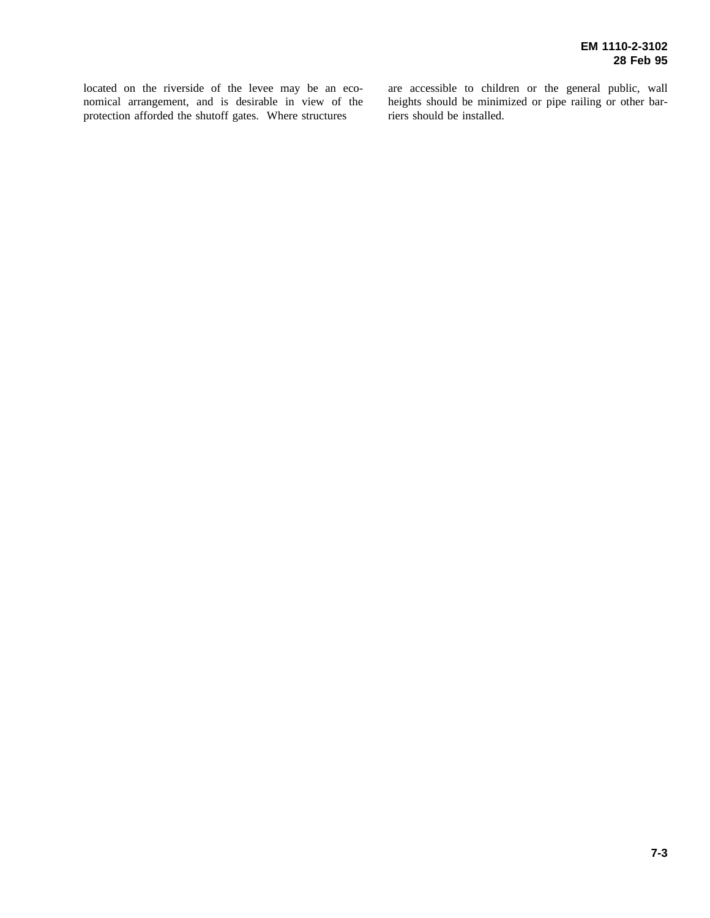located on the riverside of the levee may be an economical arrangement, and is desirable in view of the protection afforded the shutoff gates. Where structures are accessible to children or the general public, wall heights should be minimized or pipe railing or other barriers should be installed.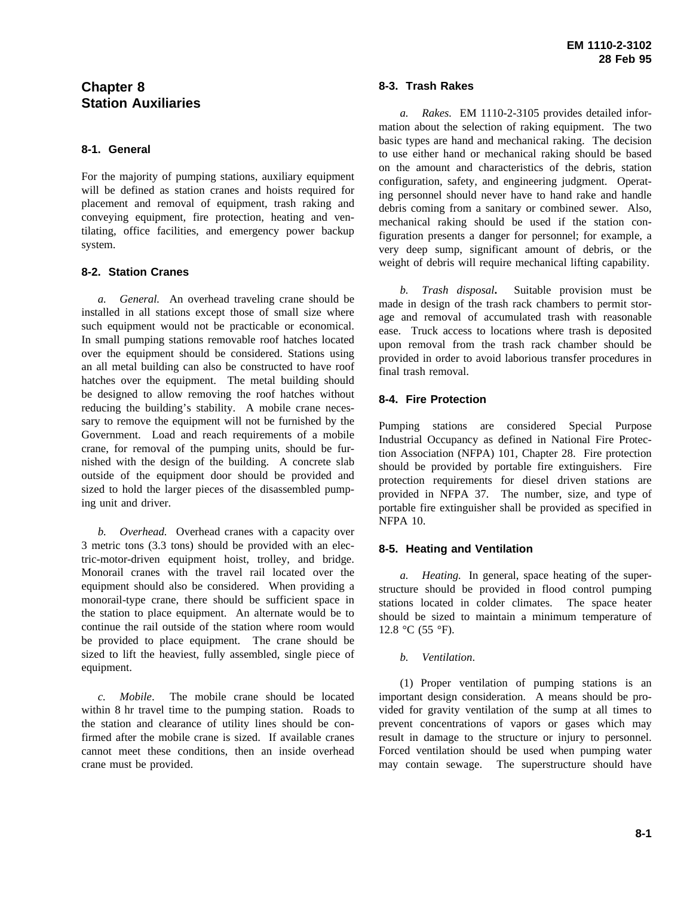# Chapter 8
# Station Auxiliaries

## 8-1. General

For the majority of pumping stations, auxiliary equipment will be defined as station cranes and hoists required for placement and removal of equipment, trash raking and conveying equipment, fire protection, heating and ventilating, office facilities, and emergency power backup system.

## 8-2. Station Cranes

*a. General.* An overhead traveling crane should be installed in all stations except those of small size where such equipment would not be practicable or economical. In small pumping stations removable roof hatches located over the equipment should be considered. Stations using an all metal building can also be constructed to have roof hatches over the equipment. The metal building should be designed to allow removing the roof hatches without reducing the building's stability. A mobile crane necessary to remove the equipment will not be furnished by the Government. Load and reach requirements of a mobile crane, for removal of the pumping units, should be furnished with the design of the building. A concrete slab outside of the equipment door should be provided and sized to hold the larger pieces of the disassembled pumping unit and driver.

*b. Overhead.* Overhead cranes with a capacity over 3 metric tons (3.3 tons) should be provided with an electric-motor-driven equipment hoist, trolley, and bridge. Monorail cranes with the travel rail located over the equipment should also be considered. When providing a monorail-type crane, there should be sufficient space in the station to place equipment. An alternate would be to continue the rail outside of the station where room would be provided to place equipment. The crane should be sized to lift the heaviest, fully assembled, single piece of equipment.

*c. Mobile*. The mobile crane should be located within 8 hr travel time to the pumping station. Roads to the station and clearance of utility lines should be confirmed after the mobile crane is sized. If available cranes cannot meet these conditions, then an inside overhead crane must be provided.

## 8-3. Trash Rakes

*a. Rakes.* EM 1110-2-3105 provides detailed information about the selection of raking equipment. The two basic types are hand and mechanical raking. The decision to use either hand or mechanical raking should be based on the amount and characteristics of the debris, station configuration, safety, and engineering judgment. Operating personnel should never have to hand rake and handle debris coming from a sanitary or combined sewer. Also, mechanical raking should be used if the station configuration presents a danger for personnel; for example, a very deep sump, significant amount of debris, or the weight of debris will require mechanical lifting capability.

*b. Trash disposal***.** Suitable provision must be made in design of the trash rack chambers to permit storage and removal of accumulated trash with reasonable ease. Truck access to locations where trash is deposited upon removal from the trash rack chamber should be provided in order to avoid laborious transfer procedures in final trash removal.

## 8-4. Fire Protection

Pumping stations are considered Special Purpose Industrial Occupancy as defined in National Fire Protection Association (NFPA) 101, Chapter 28. Fire protection should be provided by portable fire extinguishers. Fire protection requirements for diesel driven stations are provided in NFPA 37. The number, size, and type of portable fire extinguisher shall be provided as specified in NFPA 10.

## 8-5. Heating and Ventilation

*a. Heating.* In general, space heating of the superstructure should be provided in flood control pumping stations located in colder climates. The space heater should be sized to maintain a minimum temperature of 12.8 °C (55 °F).

*b. Ventilation*.

(1) Proper ventilation of pumping stations is an important design consideration. A means should be provided for gravity ventilation of the sump at all times to prevent concentrations of vapors or gases which may result in damage to the structure or injury to personnel. Forced ventilation should be used when pumping water may contain sewage. The superstructure should have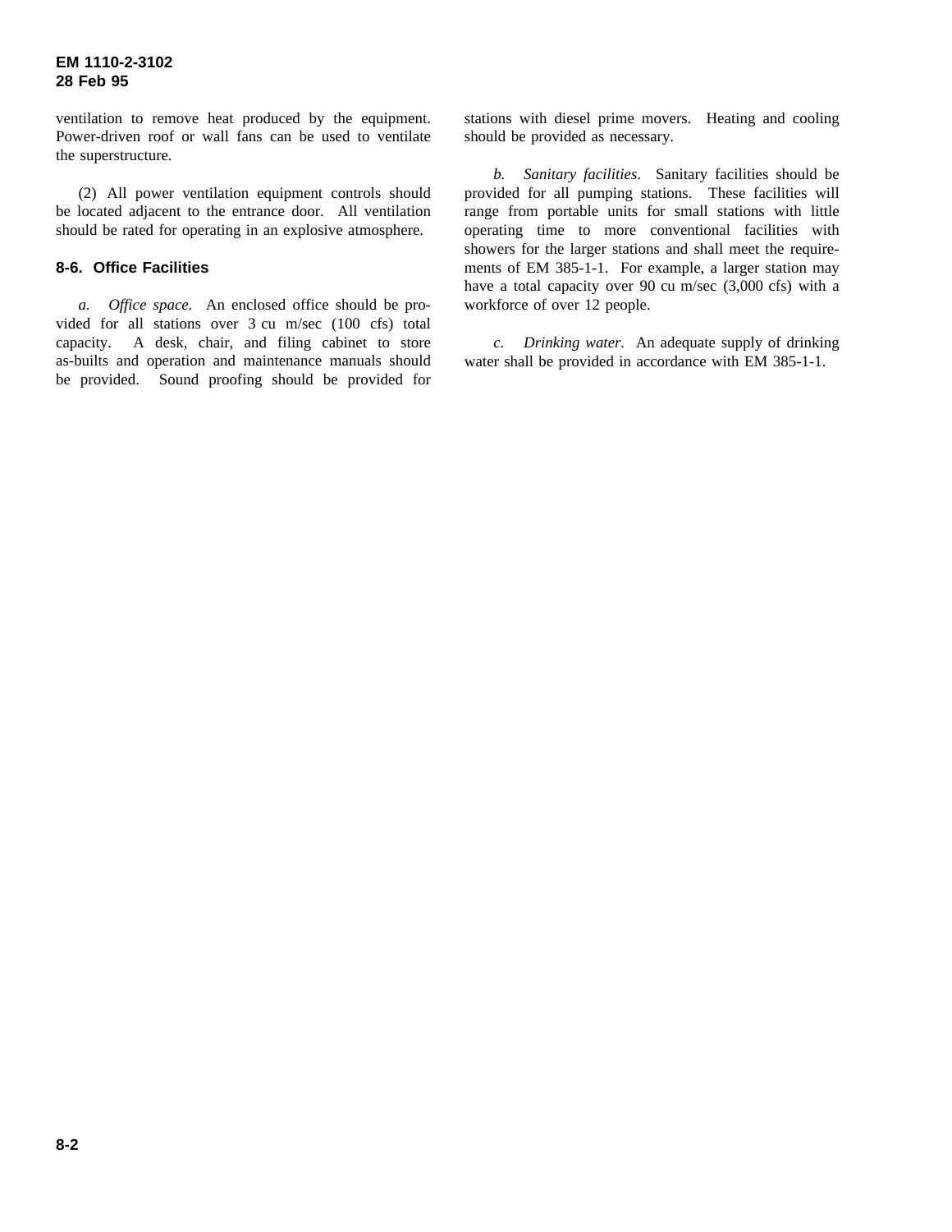ventilation to remove heat produced by the equipment. Power-driven roof or wall fans can be used to ventilate the superstructure.

(2) All power ventilation equipment controls should be located adjacent to the entrance door. All ventilation should be rated for operating in an explosive atmosphere.

## 8-6. Office Facilities

*a. Office space.* An enclosed office should be provided for all stations over 3 cu m/sec (100 cfs) total capacity. A desk, chair, and filing cabinet to store as-builts and operation and maintenance manuals should be provided. Sound proofing should be provided for stations with diesel prime movers. Heating and cooling should be provided as necessary.

*b. Sanitary facilities.* Sanitary facilities should be provided for all pumping stations. These facilities will range from portable units for small stations with little operating time to more conventional facilities with showers for the larger stations and shall meet the requirements of EM 385-1-1. For example, a larger station may have a total capacity over 90 cu m/sec (3,000 cfs) with a workforce of over 12 people.

*c. Drinking water.* An adequate supply of drinking water shall be provided in accordance with EM 385-1-1.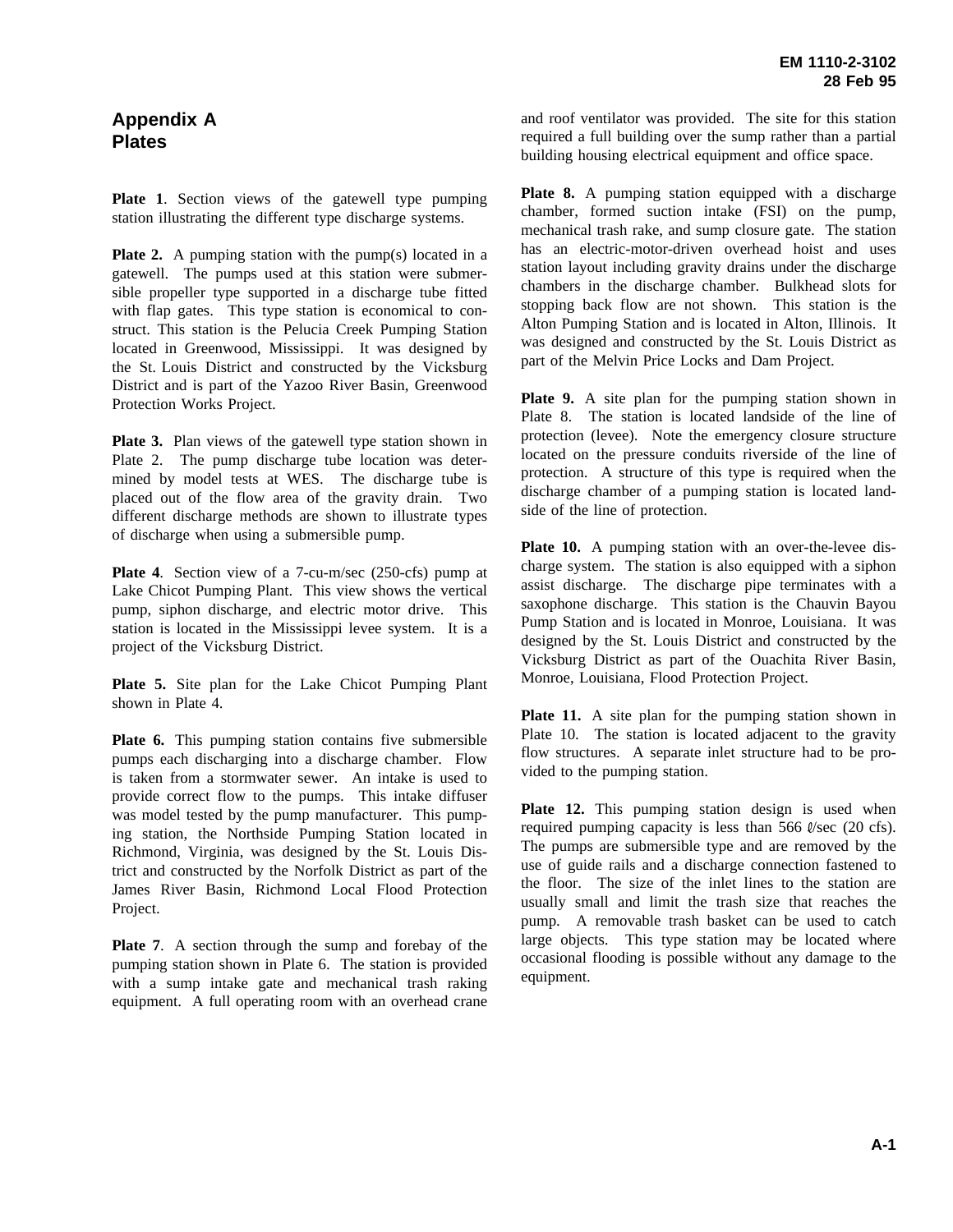# Appendix A
# Plates

**Plate 1**. Section views of the gatewell type pumping station illustrating the different type discharge systems.

**Plate 2.** A pumping station with the pump(s) located in a gatewell. The pumps used at this station were submersible propeller type supported in a discharge tube fitted with flap gates. This type station is economical to construct. This station is the Pelucia Creek Pumping Station located in Greenwood, Mississippi. It was designed by the St. Louis District and constructed by the Vicksburg District and is part of the Yazoo River Basin, Greenwood Protection Works Project.

**Plate 3.** Plan views of the gatewell type station shown in Plate 2. The pump discharge tube location was determined by model tests at WES. The discharge tube is placed out of the flow area of the gravity drain. Two different discharge methods are shown to illustrate types of discharge when using a submersible pump.

**Plate 4**. Section view of a 7-cu-m/sec (250-cfs) pump at Lake Chicot Pumping Plant. This view shows the vertical pump, siphon discharge, and electric motor drive. This station is located in the Mississippi levee system. It is a project of the Vicksburg District.

**Plate 5.** Site plan for the Lake Chicot Pumping Plant shown in Plate 4.

**Plate 6.** This pumping station contains five submersible pumps each discharging into a discharge chamber. Flow is taken from a stormwater sewer. An intake is used to provide correct flow to the pumps. This intake diffuser was model tested by the pump manufacturer. This pumping station, the Northside Pumping Station located in Richmond, Virginia, was designed by the St. Louis District and constructed by the Norfolk District as part of the James River Basin, Richmond Local Flood Protection Project.

**Plate 7**. A section through the sump and forebay of the pumping station shown in Plate 6. The station is provided with a sump intake gate and mechanical trash raking equipment. A full operating room with an overhead crane and roof ventilator was provided. The site for this station required a full building over the sump rather than a partial building housing electrical equipment and office space.

**Plate 8.** A pumping station equipped with a discharge chamber, formed suction intake (FSI) on the pump, mechanical trash rake, and sump closure gate. The station has an electric-motor-driven overhead hoist and uses station layout including gravity drains under the discharge chambers in the discharge chamber. Bulkhead slots for stopping back flow are not shown. This station is the Alton Pumping Station and is located in Alton, Illinois. It was designed and constructed by the St. Louis District as part of the Melvin Price Locks and Dam Project.

**Plate 9.** A site plan for the pumping station shown in Plate 8. The station is located landside of the line of protection (levee). Note the emergency closure structure located on the pressure conduits riverside of the line of protection. A structure of this type is required when the discharge chamber of a pumping station is located landside of the line of protection.

**Plate 10.** A pumping station with an over-the-levee discharge system. The station is also equipped with a siphon assist discharge. The discharge pipe terminates with a saxophone discharge. This station is the Chauvin Bayou Pump Station and is located in Monroe, Louisiana. It was designed by the St. Louis District and constructed by the Vicksburg District as part of the Ouachita River Basin, Monroe, Louisiana, Flood Protection Project.

**Plate 11.** A site plan for the pumping station shown in Plate 10. The station is located adjacent to the gravity flow structures. A separate inlet structure had to be provided to the pumping station.

**Plate 12.** This pumping station design is used when required pumping capacity is less than 566 ℓ/sec (20 cfs). The pumps are submersible type and are removed by the use of guide rails and a discharge connection fastened to the floor. The size of the inlet lines to the station are usually small and limit the trash size that reaches the pump. A removable trash basket can be used to catch large objects. This type station may be located where occasional flooding is possible without any damage to the equipment.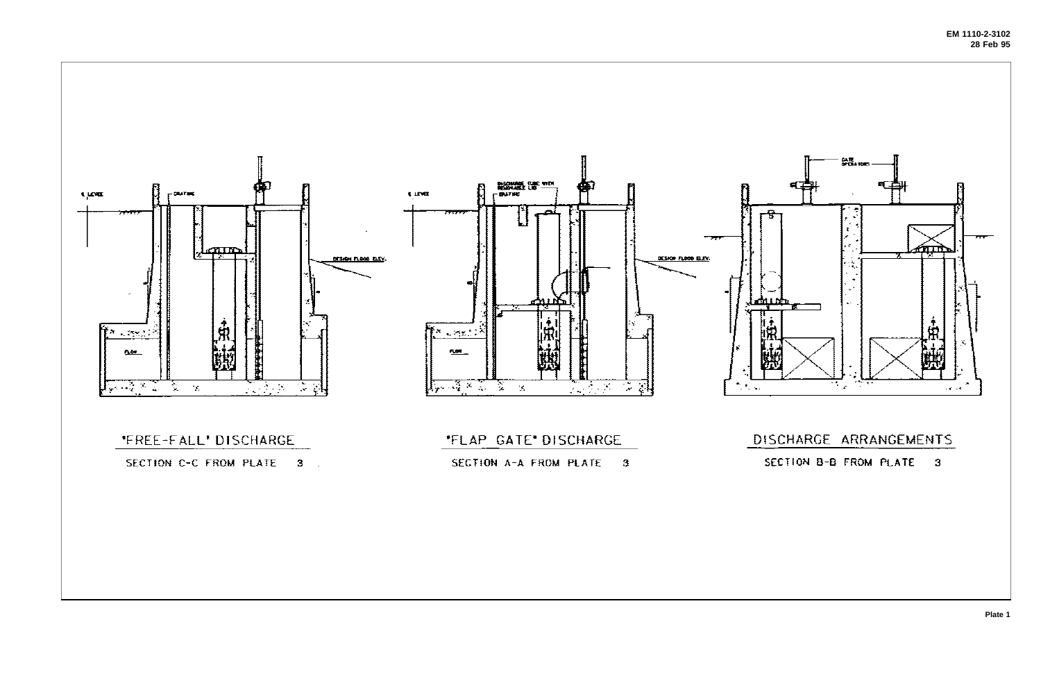'FREE-FALL' DISCHARGE

SECTION C-C FROM PLATE 3

'FLAP GATE' DISCHARGE

SECTION A-A FROM PLATE 3

DISCHARGE ARRANGEMENTS

SECTION B-B FROM PLATE 3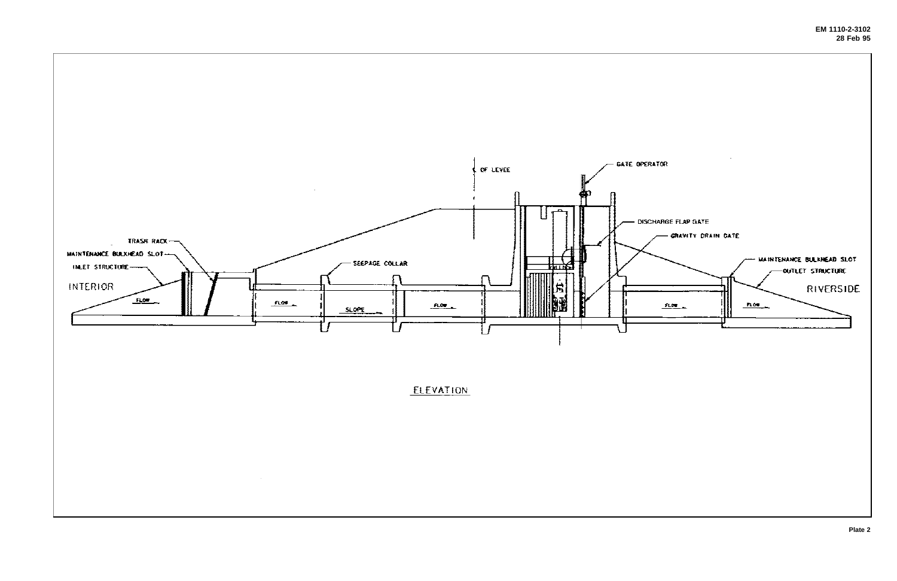INTERIOR

TRASH RACK

MAINTENANCE BULKHEAD SLOT

INLET STRUCTURE

FLOW

SEEPAGE COLLAR

SLOPE

℄ OF LEVEE

GATE OPERATOR

DISCHARGE FLAP GATE

GRAVITY DRAIN GATE

MAINTENANCE BULKHEAD SLOT

OUTLET STRUCTURE

RIVERSIDE

ELEVATION

Plate 2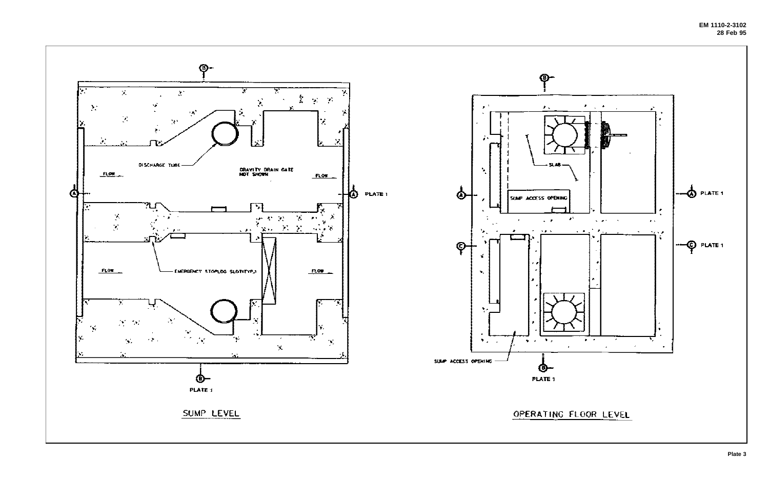DISCHARGE TUBE

GRAVITY DRAIN GATE NOT SHOWN

FLOW

FLOW

PLATE 1

FLOW

EMERGENCY STOPLOG SLOT(TYP.)

FLOW

PLATE 1

SUMP LEVEL

SLAB

SUMP ACCESS OPENING

PLATE 1

PLATE 1

SUMP ACCESS OPENING

PLATE 1

OPERATING FLOOR LEVEL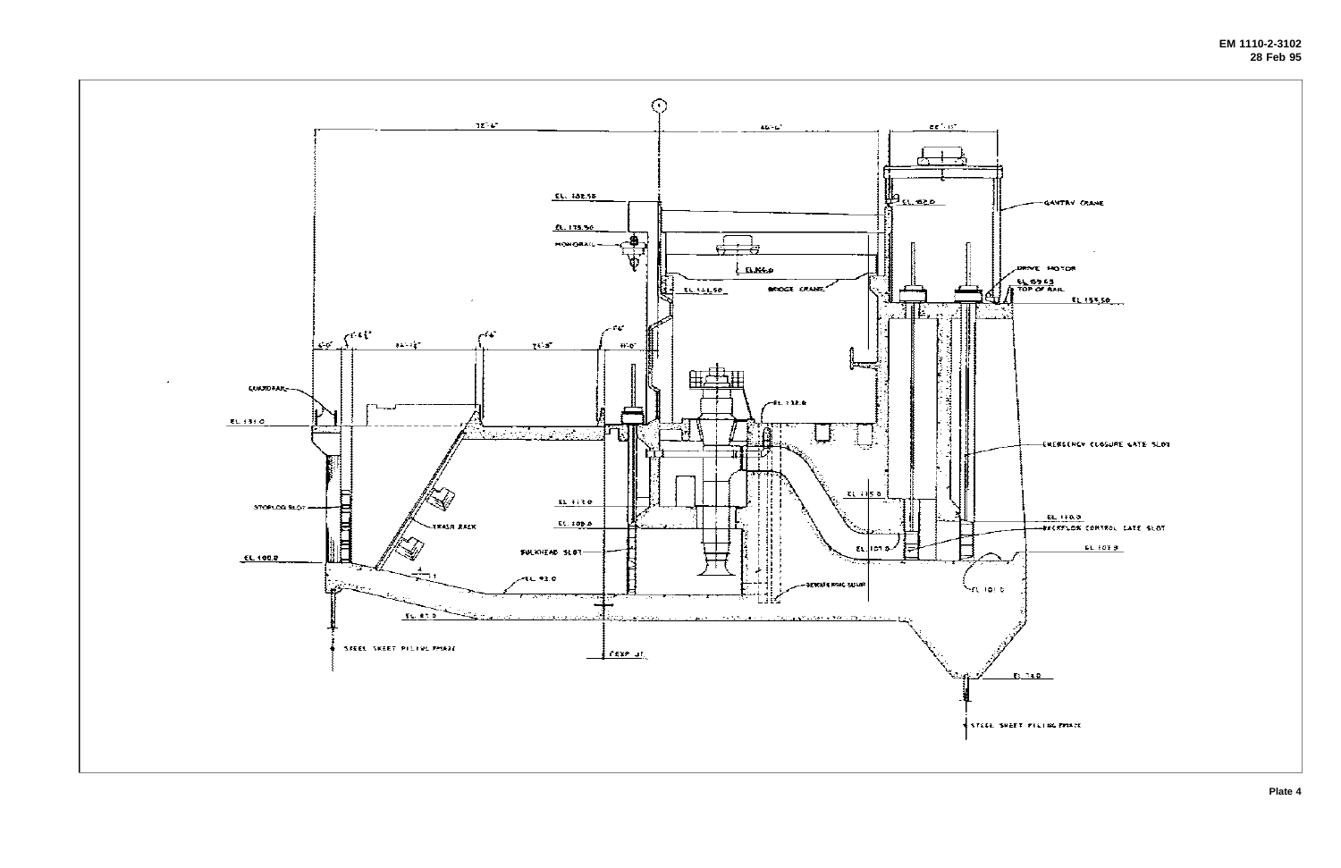EL. 182.55

EL. 175.50

MONORAIL

EL. 166.0

EL. 162.0

GANTRY CRANE

DRIVE MOTOR

EL. 159.63 TOP OF RAIL

EL. 155.50

EL. 161.50

BRIDGE CRANE

GUARDRAIL

EL. 131.0

EL. 132.0

EMERGENCY CLOSURE GATE SLOT

STOPLOG SLOT

TRASH RACK

EL. 113.0

EL. 109.0

EL. 115.0

EL. 110.0

BACKFLOW CONTROL GATE SLOT

EL. 103.0

EL. 101.0

EL. 100.0

BULKHEAD SLOT

EL. 93.0

DEWATERING SUMP

EL. 87.0

STEEL SHEET PILING PMA22

EXP. JT.

EL. 74.0

STEEL SHEET PILING PMA22

Plate 4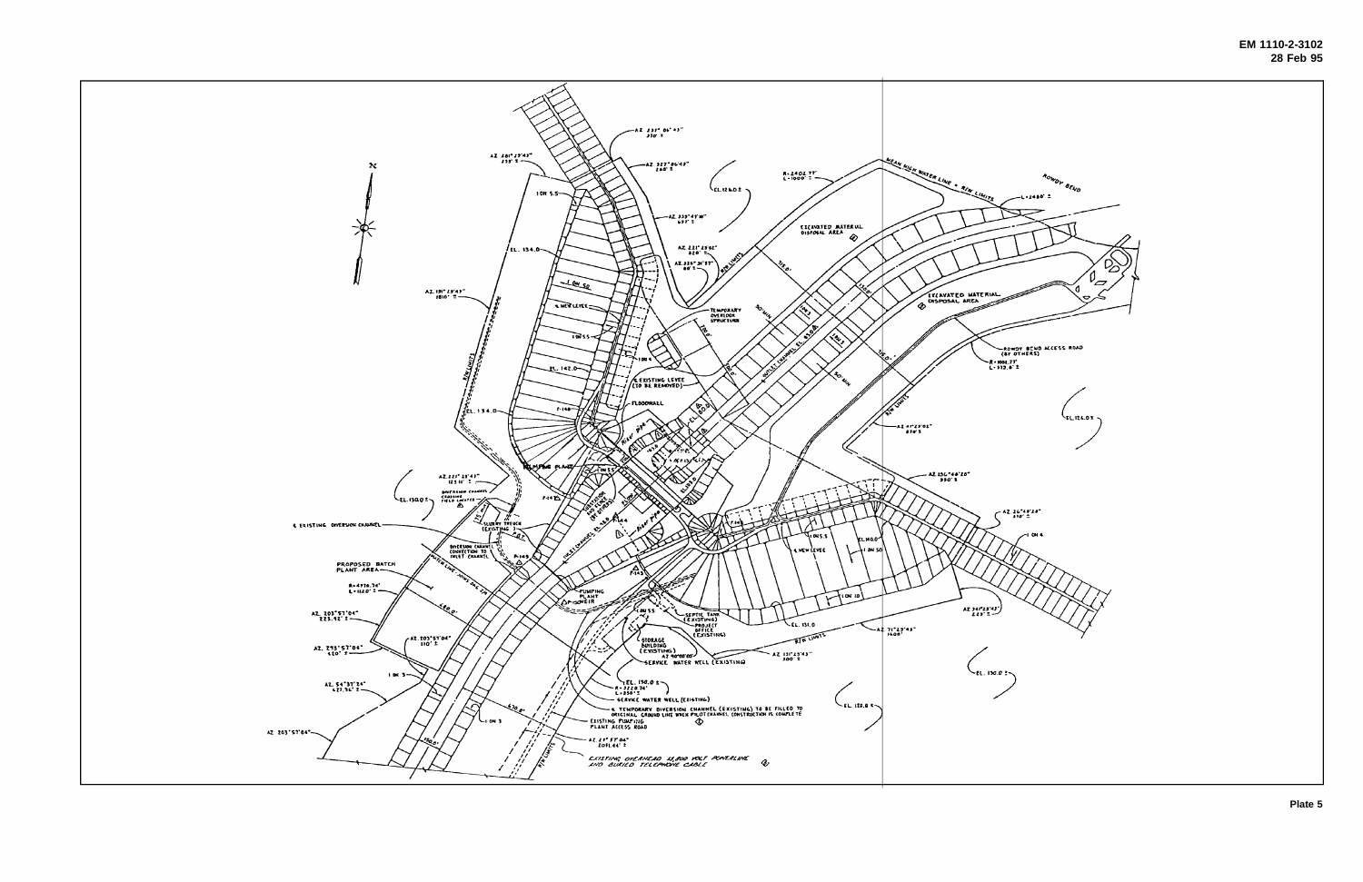MEAN HIGH WATER LINE = R/W LIMITS

ROWDY BEND

EXCAVATED MATERIAL DISPOSAL AREA

TEMPORARY OVERLOOK STRUCTURE

EXISTING LEVEE (TO BE REMOVED)

FLOODWALL

PUMPING PLANT

℄ EXISTING DIVERSION CHANNEL

DIVERSION CHANNEL CONNECTION TO INLET CHANNEL

PROPOSED BATCH PLANT AREA

ROWDY BEND ACCESS ROAD (BY OTHERS)

℄ NEW LEVEE

SEPTIC TANK (EXISTING)

PROJECT OFFICE (EXISTING)

STORAGE BUILDING (EXISTING)

SERVICE WATER WELL (EXISTING)

℄ TEMPORARY DIVERSION CHANNEL (EXISTING) TO BE FILLED TO ORIGINAL GROUND LINE WHEN PILOT CHANNEL CONSTRUCTION IS COMPLETE

EXISTING PUMPING PLANT ACCESS ROAD

EXISTING OVERHEAD 13,800 VOLT POWERLINE AND BURIED TELEPHONE CABLE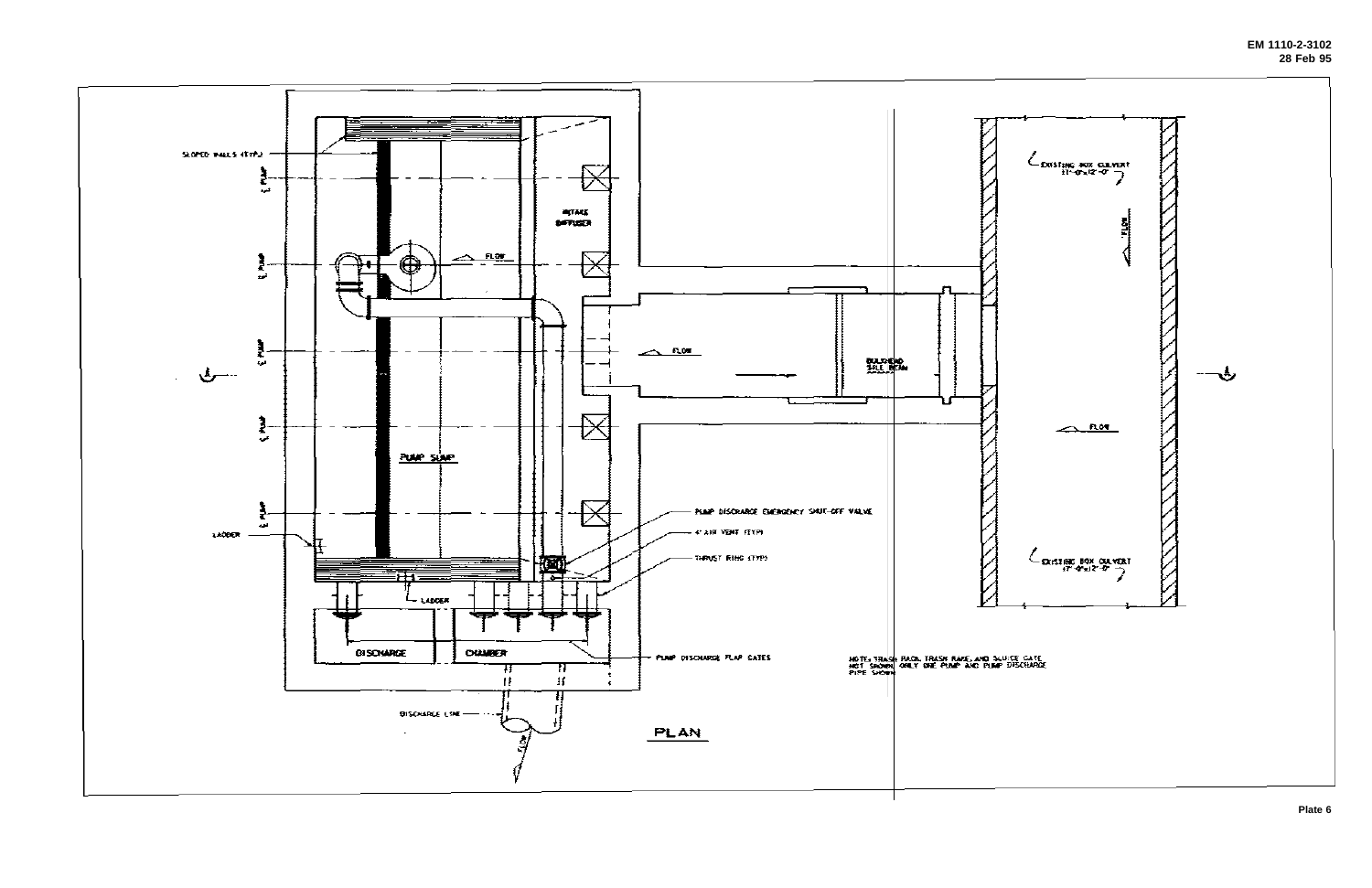SLOPED WALLS (TYP.)

℄ PUMP

INTAKE DIFFUSER

FLOW

EXISTING BOX CULVERT 11'-0"x12'-0"

FLOW

BULKHEAD SILL BEAM

PUMP SUMP

PUMP DISCHARGE EMERGENCY SHUT-OFF VALVE

4" AIR VENT (TYP)

THRUST RING (TYP)

LADDER

EXISTING BOX CULVERT 11'-0"x12'-0"

DISCHARGE CHAMBER

PUMP DISCHARGE FLAP GATES

NOTE: TRASH RACK, TRASH RAKE, AND SLUICE GATE NOT SHOWN. ONLY ONE PUMP AND PUMP DISCHARGE PIPE SHOWN.

DISCHARGE LINE

PLAN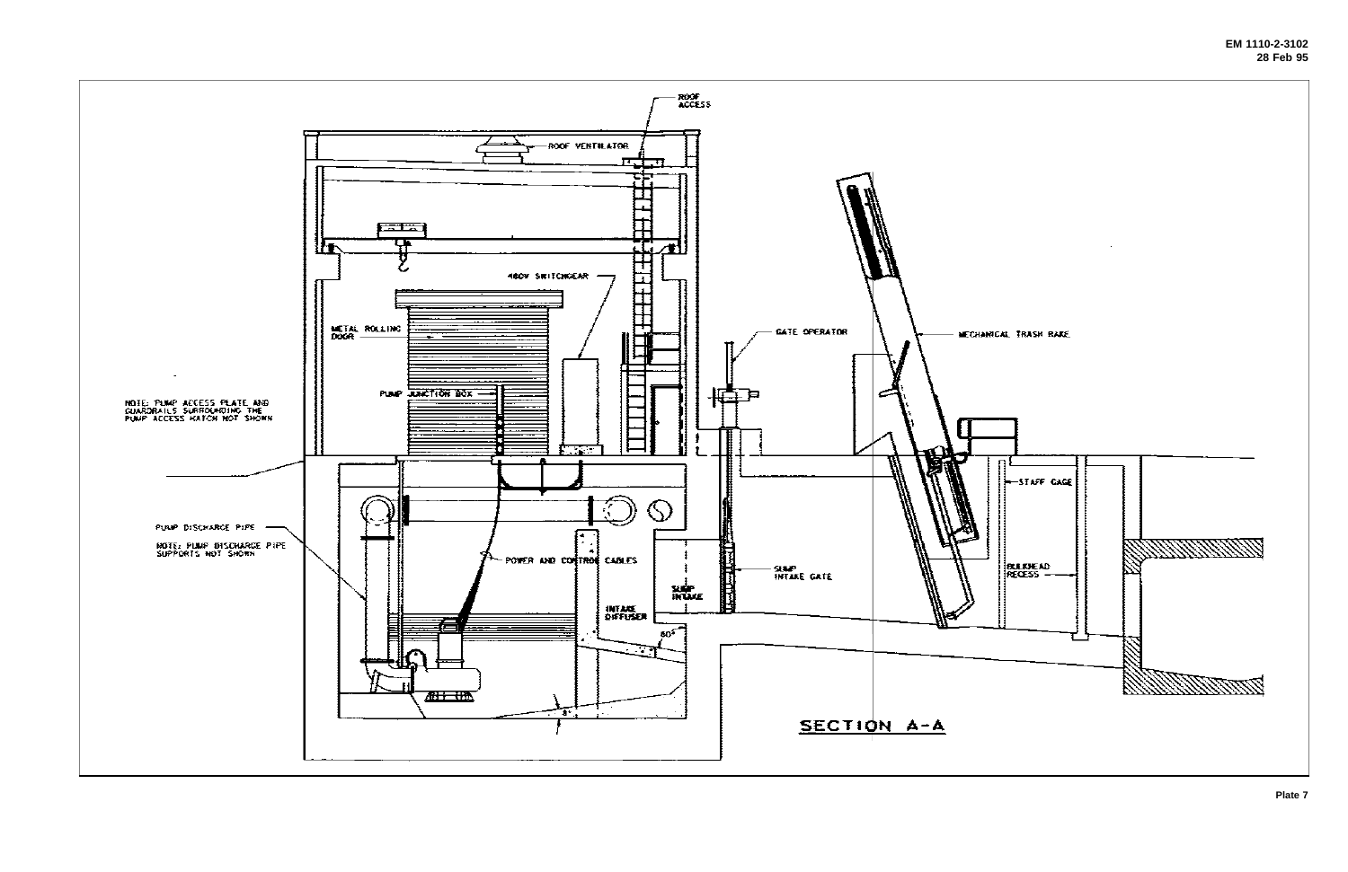ROOF ACCESS

ROOF VENTILATOR

480V SWITCHGEAR

METAL ROLLING DOOR

PUMP JUNCTION BOX

NOTE: PUMP ACCESS PLATE AND GUARDRAILS SURROUNDING THE PUMP ACCESS HATCH NOT SHOWN

GATE OPERATOR

MECHANICAL TRASH RAKE

STAFF GAGE

PUMP DISCHARGE PIPE

NOTE: PUMP DISCHARGE PIPE SUPPORTS NOT SHOWN

POWER AND CONTROL CABLES

SUMP INTAKE GATE

SUMP INTAKE

INTAKE DIFFUSER

BULKHEAD RECESS

60°

8°

SECTION A-A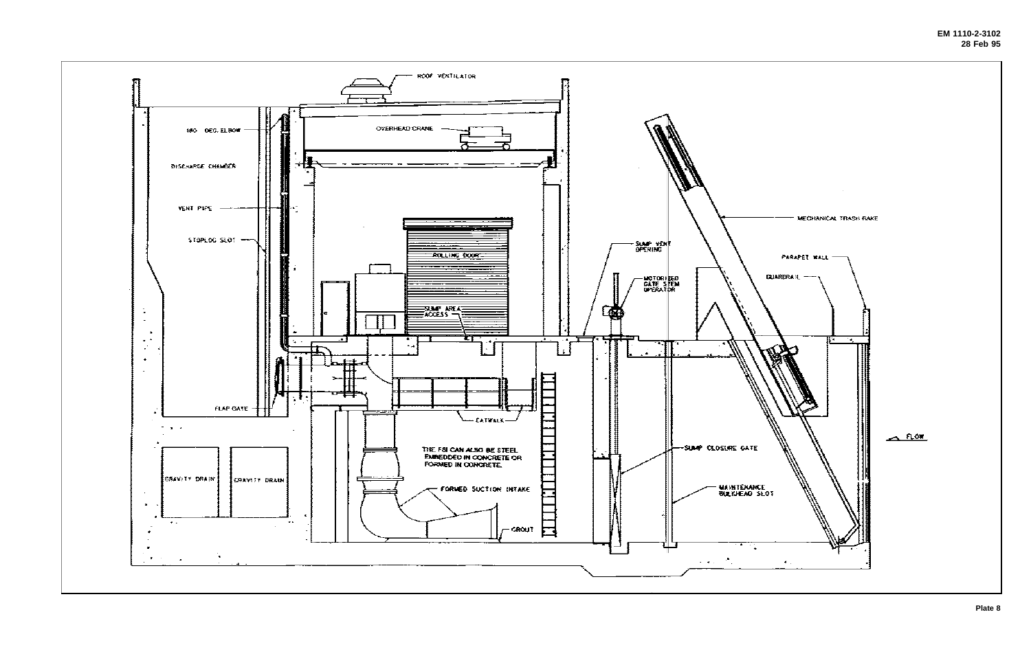ROOF VENTILATOR

OVERHEAD CRANE

180 DEG. ELBOW

DISCHARGE CHAMBER

VENT PIPE

STOPLOG SLOT

ROLLING DOOR

SUMP AREA ACCESS

FLAP GATE

CATWALK

THE FSI CAN ALSO BE STEEL EMBEDDED IN CONCRETE OR FORMED IN CONCRETE.

FORMED SUCTION INTAKE

GROUT

GRAVITY DRAIN

GRAVITY DRAIN

MECHANICAL TRASH RAKE

SUMP VENT OPENING

MOTORIZED GATE STEM OPERATOR

PARAPET WALL

GUARDRAIL

FLOW

SUMP CLOSURE GATE

MAINTENANCE BULKHEAD SLOT

Plate 8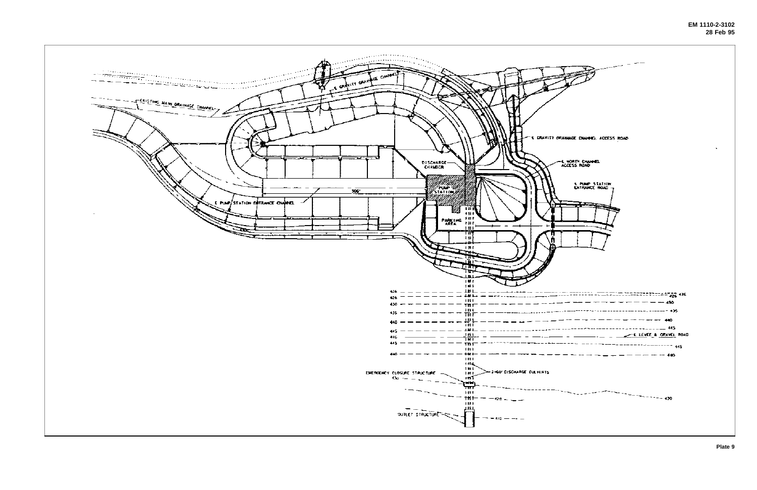CL GRAVITY DRAINAGE CHANNEL

EXISTING MAIN DRAINAGE CHANNEL

CL GRAVITY DRAINAGE CHANNEL ACCESS ROAD

CL NORTH CHANNEL ACCESS ROAD

DISCHARGE CHAMBER

CL PUMP STATION ENTRANCE ROAD

PUMP STATION

506'

CL PUMP STATION ENTRANCE CHANNEL

PARKING AREA

426

426

430

435

440

445

446

445

440

426

430

435

440

445

CL LEVEE & GRAVEL ROAD

445

440

EMERGENCY CLOSURE STRUCTURE

430

2-60" DISCHARGE CULVERTS

426

430

OUTLET STRUCTURE

410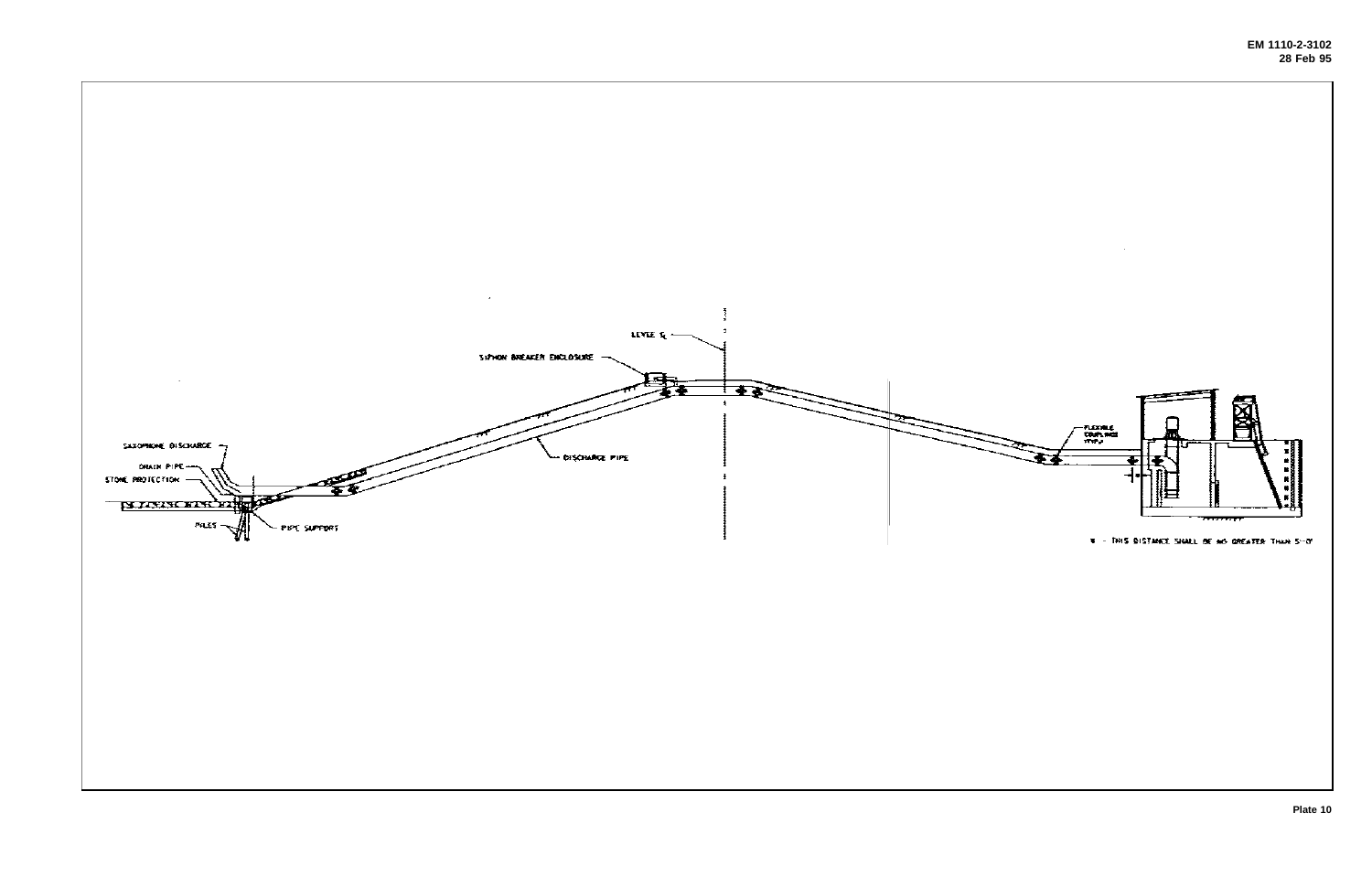LEVEE ℄

SIPHON BREAKER ENCLOSURE

SAXOPHONE DISCHARGE

DRAIN PIPE

STONE PROTECTION

PILES

PIPE SUPPORT

DISCHARGE PIPE

FLEXIBLE COUPLINGS (TYP.)

* - THIS DISTANCE SHALL BE NO GREATER THAN 5'-0"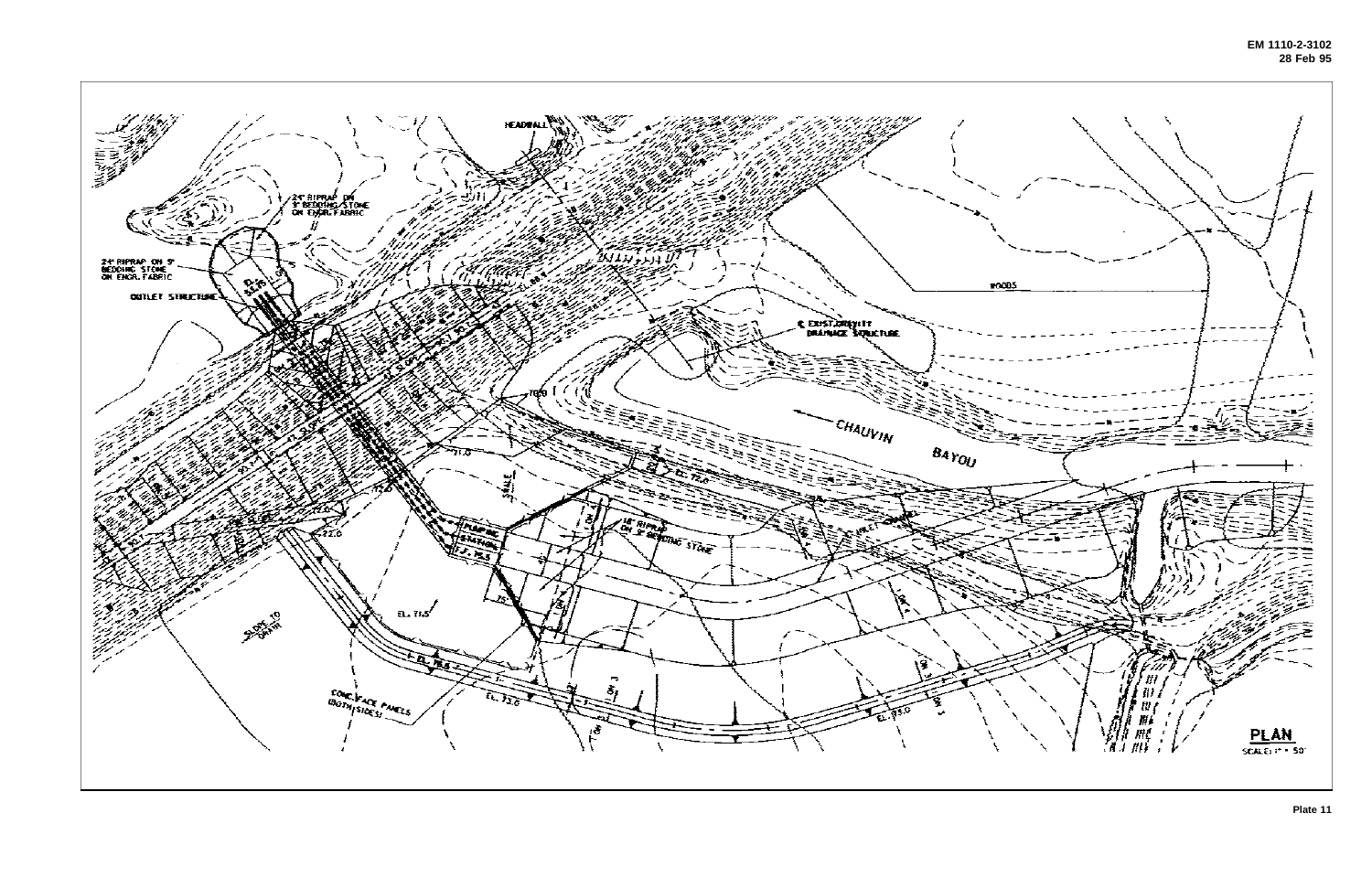HEADWALL

24" RIPRAP ON 9" BEDDING STONE ON ENGR. FABRIC

24" RIPRAP ON 9" BEDDING STONE ON ENGR. FABRIC

OUTLET STRUCTURE

WOODS

℄ EXIST. GRAVITY DRAINAGE STRUCTURE

CHAUVIN BAYOU

PUMPING STATION

18" RIPRAP ON 9" BEDDING STONE

INLET CHANNEL

SLOPE TO DRAIN

EL. 71.5

CONC. FACE PANELS (BOTH SIDES)

EL. 73.0

EL. 73.0

**PLAN**

SCALE: 1" = 50'

Plate 11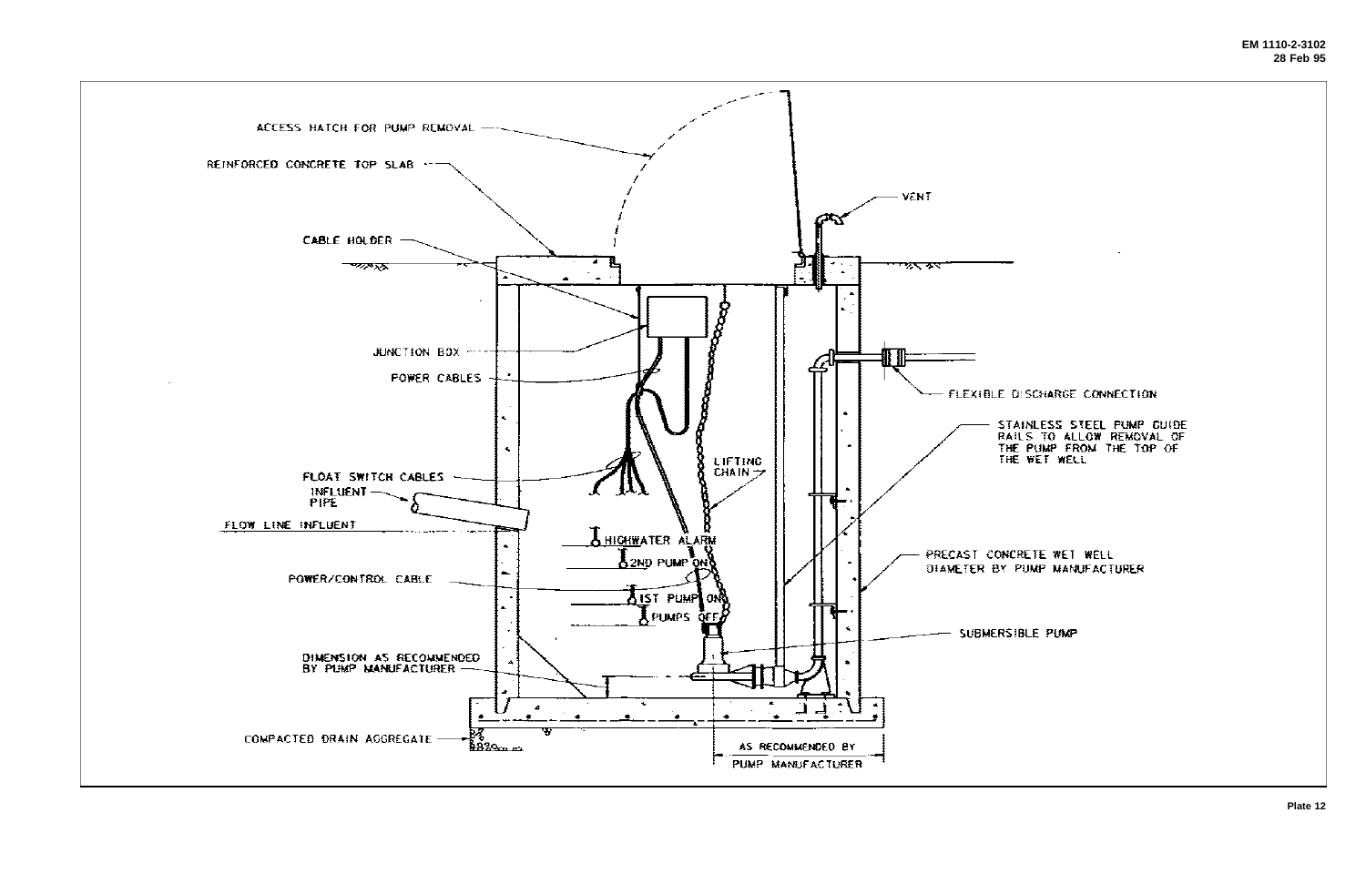ACCESS HATCH FOR PUMP REMOVAL

REINFORCED CONCRETE TOP SLAB

CABLE HOLDER

JUNCTION BOX

POWER CABLES

FLOAT SWITCH CABLES

INFLUENT PIPE

FLOW LINE INFLUENT

POWER/CONTROL CABLE

DIMENSION AS RECOMMENDED BY PUMP MANUFACTURER

COMPACTED DRAIN AGGREGATE

VENT

FLEXIBLE DISCHARGE CONNECTION

STAINLESS STEEL PUMP GUIDE RAILS TO ALLOW REMOVAL OF THE PUMP FROM THE TOP OF THE WET WELL

LIFTING CHAIN

HIGHWATER ALARM

2ND PUMP ON

1ST PUMP ON

PUMPS OFF

PRECAST CONCRETE WET WELL DIAMETER BY PUMP MANUFACTURER

SUBMERSIBLE PUMP

AS RECOMMENDED BY PUMP MANUFACTURER

Plate 12